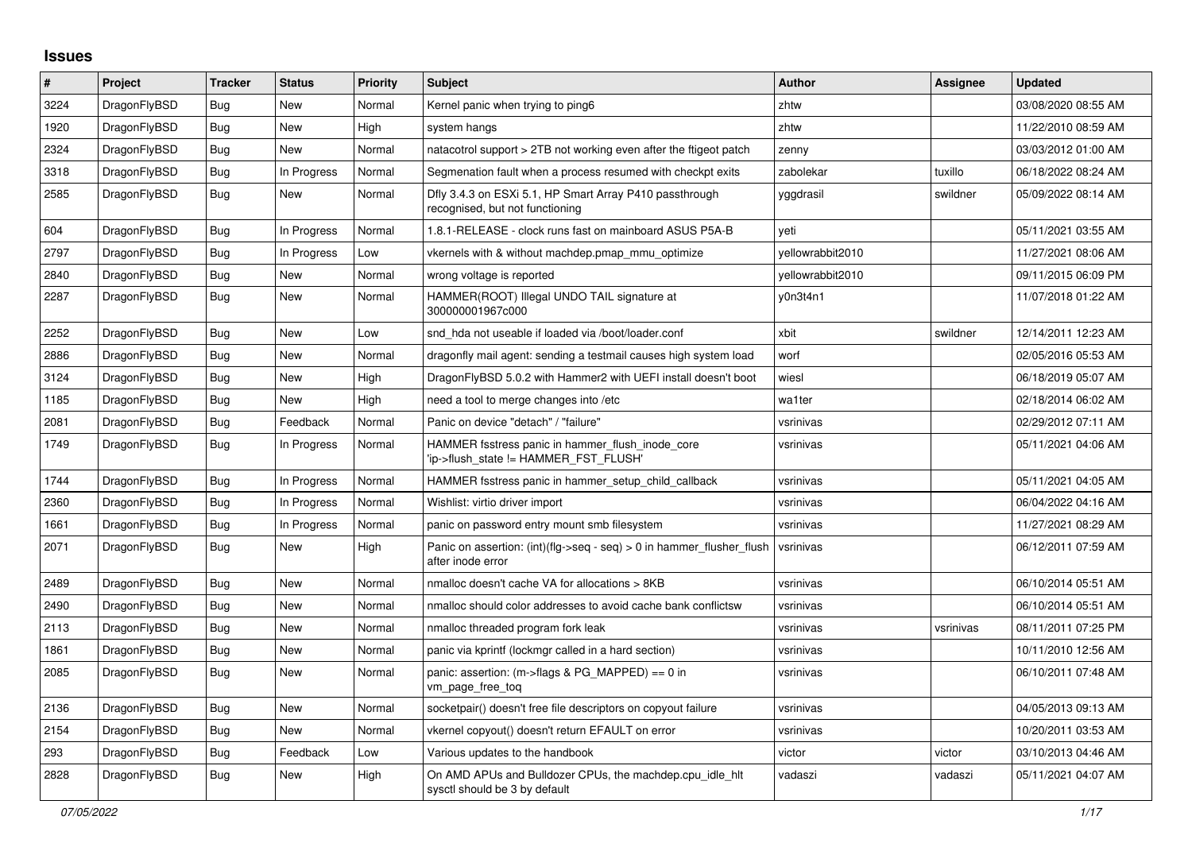# Issues

| # | Project | Tracker | Status | Priority | Subject | Author | Assignee | Updated |
|---|---|---|---|---|---|---|---|---|
| 3224 | DragonFlyBSD | Bug | New | Normal | Kernel panic when trying to ping6 | zhtw | | 03/08/2020 08:55 AM |
| 1920 | DragonFlyBSD | Bug | New | High | system hangs | zhtw | | 11/22/2010 08:59 AM |
| 2324 | DragonFlyBSD | Bug | New | Normal | natacotrol support > 2TB not working even after the ftigeot patch | zenny | | 03/03/2012 01:00 AM |
| 3318 | DragonFlyBSD | Bug | In Progress | Normal | Segmenation fault when a process resumed with checkpt exits | zabolekar | tuxillo | 06/18/2022 08:24 AM |
| 2585 | DragonFlyBSD | Bug | New | Normal | Dfly 3.4.3 on ESXi 5.1, HP Smart Array P410 passthrough recognised, but not functioning | yggdrasil | swildner | 05/09/2022 08:14 AM |
| 604 | DragonFlyBSD | Bug | In Progress | Normal | 1.8.1-RELEASE - clock runs fast on mainboard ASUS P5A-B | yeti | | 05/11/2021 03:55 AM |
| 2797 | DragonFlyBSD | Bug | In Progress | Low | vkernels with & without machdep.pmap_mmu_optimize | yellowrabbit2010 | | 11/27/2021 08:06 AM |
| 2840 | DragonFlyBSD | Bug | New | Normal | wrong voltage is reported | yellowrabbit2010 | | 09/11/2015 06:09 PM |
| 2287 | DragonFlyBSD | Bug | New | Normal | HAMMER(ROOT) Illegal UNDO TAIL signature at 300000001967c000 | y0n3t4n1 | | 11/07/2018 01:22 AM |
| 2252 | DragonFlyBSD | Bug | New | Low | snd_hda not useable if loaded via /boot/loader.conf | xbit | swildner | 12/14/2011 12:23 AM |
| 2886 | DragonFlyBSD | Bug | New | Normal | dragonfly mail agent: sending a testmail causes high system load | worf | | 02/05/2016 05:53 AM |
| 3124 | DragonFlyBSD | Bug | New | High | DragonFlyBSD 5.0.2 with Hammer2 with UEFI install doesn't boot | wiesl | | 06/18/2019 05:07 AM |
| 1185 | DragonFlyBSD | Bug | New | High | need a tool to merge changes into /etc | wa1ter | | 02/18/2014 06:02 AM |
| 2081 | DragonFlyBSD | Bug | Feedback | Normal | Panic on device "detach" / "failure" | vsrinivas | | 02/29/2012 07:11 AM |
| 1749 | DragonFlyBSD | Bug | In Progress | Normal | HAMMER fsstress panic in hammer_flush_inode_core 'ip->flush_state != HAMMER_FST_FLUSH' | vsrinivas | | 05/11/2021 04:06 AM |
| 1744 | DragonFlyBSD | Bug | In Progress | Normal | HAMMER fsstress panic in hammer_setup_child_callback | vsrinivas | | 05/11/2021 04:05 AM |
| 2360 | DragonFlyBSD | Bug | In Progress | Normal | Wishlist: virtio driver import | vsrinivas | | 06/04/2022 04:16 AM |
| 1661 | DragonFlyBSD | Bug | In Progress | Normal | panic on password entry mount smb filesystem | vsrinivas | | 11/27/2021 08:29 AM |
| 2071 | DragonFlyBSD | Bug | New | High | Panic on assertion: (int)(flg->seq - seq) > 0 in hammer_flusher_flush after inode error | vsrinivas | | 06/12/2011 07:59 AM |
| 2489 | DragonFlyBSD | Bug | New | Normal | nmalloc doesn't cache VA for allocations > 8KB | vsrinivas | | 06/10/2014 05:51 AM |
| 2490 | DragonFlyBSD | Bug | New | Normal | nmalloc should color addresses to avoid cache bank conflictsw | vsrinivas | | 06/10/2014 05:51 AM |
| 2113 | DragonFlyBSD | Bug | New | Normal | nmalloc threaded program fork leak | vsrinivas | vsrinivas | 08/11/2011 07:25 PM |
| 1861 | DragonFlyBSD | Bug | New | Normal | panic via kprintf (lockmgr called in a hard section) | vsrinivas | | 10/11/2010 12:56 AM |
| 2085 | DragonFlyBSD | Bug | New | Normal | panic: assertion: (m->flags & PG_MAPPED) == 0 in vm_page_free_toq | vsrinivas | | 06/10/2011 07:48 AM |
| 2136 | DragonFlyBSD | Bug | New | Normal | socketpair() doesn't free file descriptors on copyout failure | vsrinivas | | 04/05/2013 09:13 AM |
| 2154 | DragonFlyBSD | Bug | New | Normal | vkernel copyout() doesn't return EFAULT on error | vsrinivas | | 10/20/2011 03:53 AM |
| 293 | DragonFlyBSD | Bug | Feedback | Low | Various updates to the handbook | victor | victor | 03/10/2013 04:46 AM |
| 2828 | DragonFlyBSD | Bug | New | High | On AMD APUs and Bulldozer CPUs, the machdep.cpu_idle_hlt sysctl should be 3 by default | vadaszi | vadaszi | 05/11/2021 04:07 AM |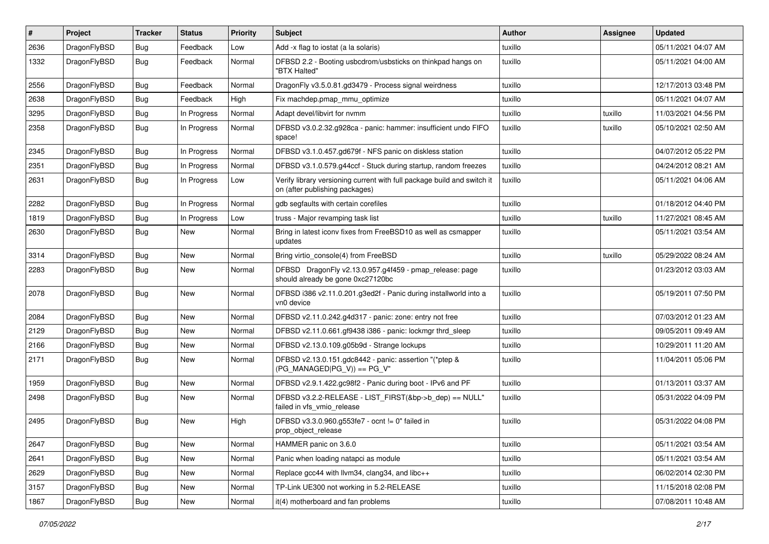| # | Project | Tracker | Status | Priority | Subject | Author | Assignee | Updated |
|---|---|---|---|---|---|---|---|---|
| 2636 | DragonFlyBSD | Bug | Feedback | Low | Add -x flag to iostat (a la solaris) | tuxillo | | 05/11/2021 04:07 AM |
| 1332 | DragonFlyBSD | Bug | Feedback | Normal | DFBSD 2.2 - Booting usbcdrom/usbsticks on thinkpad hangs on "BTX Halted" | tuxillo | | 05/11/2021 04:00 AM |
| 2556 | DragonFlyBSD | Bug | Feedback | Normal | DragonFly v3.5.0.81.gd3479 - Process signal weirdness | tuxillo | | 12/17/2013 03:48 PM |
| 2638 | DragonFlyBSD | Bug | Feedback | High | Fix machdep.pmap_mmu_optimize | tuxillo | | 05/11/2021 04:07 AM |
| 3295 | DragonFlyBSD | Bug | In Progress | Normal | Adapt devel/libvirt for nvmm | tuxillo | tuxillo | 11/03/2021 04:56 PM |
| 2358 | DragonFlyBSD | Bug | In Progress | Normal | DFBSD v3.0.2.32.g928ca - panic: hammer: insufficient undo FIFO space! | tuxillo | tuxillo | 05/10/2021 02:50 AM |
| 2345 | DragonFlyBSD | Bug | In Progress | Normal | DFBSD v3.1.0.457.gd679f - NFS panic on diskless station | tuxillo | | 04/07/2012 05:22 PM |
| 2351 | DragonFlyBSD | Bug | In Progress | Normal | DFBSD v3.1.0.579.g44ccf - Stuck during startup, random freezes | tuxillo | | 04/24/2012 08:21 AM |
| 2631 | DragonFlyBSD | Bug | In Progress | Low | Verify library versioning current with full package build and switch it on (after publishing packages) | tuxillo | | 05/11/2021 04:06 AM |
| 2282 | DragonFlyBSD | Bug | In Progress | Normal | gdb segfaults with certain corefiles | tuxillo | | 01/18/2012 04:40 PM |
| 1819 | DragonFlyBSD | Bug | In Progress | Low | truss - Major revamping task list | tuxillo | tuxillo | 11/27/2021 08:45 AM |
| 2630 | DragonFlyBSD | Bug | New | Normal | Bring in latest iconv fixes from FreeBSD10 as well as csmapper updates | tuxillo | | 05/11/2021 03:54 AM |
| 3314 | DragonFlyBSD | Bug | New | Normal | Bring virtio_console(4) from FreeBSD | tuxillo | tuxillo | 05/29/2022 08:24 AM |
| 2283 | DragonFlyBSD | Bug | New | Normal | DFBSD DragonFly v2.13.0.957.g4f459 - pmap_release: page should already be gone 0xc27120bc | tuxillo | | 01/23/2012 03:03 AM |
| 2078 | DragonFlyBSD | Bug | New | Normal | DFBSD i386 v2.11.0.201.g3ed2f - Panic during installworld into a vn0 device | tuxillo | | 05/19/2011 07:50 PM |
| 2084 | DragonFlyBSD | Bug | New | Normal | DFBSD v2.11.0.242.g4d317 - panic: zone: entry not free | tuxillo | | 07/03/2012 01:23 AM |
| 2129 | DragonFlyBSD | Bug | New | Normal | DFBSD v2.11.0.661.gf9438 i386 - panic: lockmgr thrd_sleep | tuxillo | | 09/05/2011 09:49 AM |
| 2166 | DragonFlyBSD | Bug | New | Normal | DFBSD v2.13.0.109.g05b9d - Strange lockups | tuxillo | | 10/29/2011 11:20 AM |
| 2171 | DragonFlyBSD | Bug | New | Normal | DFBSD v2.13.0.151.gdc8442 - panic: assertion "(*ptep & (PG_MANAGED\|PG_V)) == PG_V" | tuxillo | | 11/04/2011 05:06 PM |
| 1959 | DragonFlyBSD | Bug | New | Normal | DFBSD v2.9.1.422.gc98f2 - Panic during boot - IPv6 and PF | tuxillo | | 01/13/2011 03:37 AM |
| 2498 | DragonFlyBSD | Bug | New | Normal | DFBSD v3.2.2-RELEASE - LIST_FIRST(&bp->b_dep) == NULL" failed in vfs_vmio_release | tuxillo | | 05/31/2022 04:09 PM |
| 2495 | DragonFlyBSD | Bug | New | High | DFBSD v3.3.0.960.g553fe7 - ocnt != 0" failed in prop_object_release | tuxillo | | 05/31/2022 04:08 PM |
| 2647 | DragonFlyBSD | Bug | New | Normal | HAMMER panic on 3.6.0 | tuxillo | | 05/11/2021 03:54 AM |
| 2641 | DragonFlyBSD | Bug | New | Normal | Panic when loading natapci as module | tuxillo | | 05/11/2021 03:54 AM |
| 2629 | DragonFlyBSD | Bug | New | Normal | Replace gcc44 with llvm34, clang34, and libc++ | tuxillo | | 06/02/2014 02:30 PM |
| 3157 | DragonFlyBSD | Bug | New | Normal | TP-Link UE300 not working in 5.2-RELEASE | tuxillo | | 11/15/2018 02:08 PM |
| 1867 | DragonFlyBSD | Bug | New | Normal | it(4) motherboard and fan problems | tuxillo | | 07/08/2011 10:48 AM |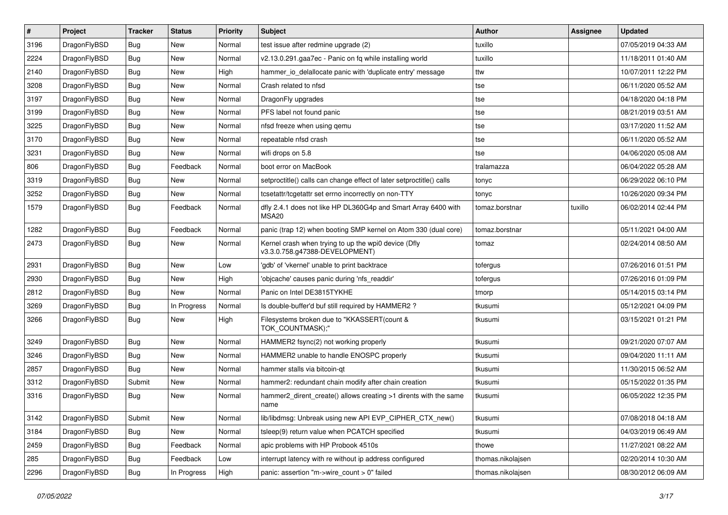| # | Project | Tracker | Status | Priority | Subject | Author | Assignee | Updated |
|---|---|---|---|---|---|---|---|---|
| 3196 | DragonFlyBSD | Bug | New | Normal | test issue after redmine upgrade (2) | tuxillo | | 07/05/2019 04:33 AM |
| 2224 | DragonFlyBSD | Bug | New | Normal | v2.13.0.291.gaa7ec - Panic on fq while installing world | tuxillo | | 11/18/2011 01:40 AM |
| 2140 | DragonFlyBSD | Bug | New | High | hammer_io_delallocate panic with 'duplicate entry' message | ttw | | 10/07/2011 12:22 PM |
| 3208 | DragonFlyBSD | Bug | New | Normal | Crash related to nfsd | tse | | 06/11/2020 05:52 AM |
| 3197 | DragonFlyBSD | Bug | New | Normal | DragonFly upgrades | tse | | 04/18/2020 04:18 PM |
| 3199 | DragonFlyBSD | Bug | New | Normal | PFS label not found panic | tse | | 08/21/2019 03:51 AM |
| 3225 | DragonFlyBSD | Bug | New | Normal | nfsd freeze when using qemu | tse | | 03/17/2020 11:52 AM |
| 3170 | DragonFlyBSD | Bug | New | Normal | repeatable nfsd crash | tse | | 06/11/2020 05:52 AM |
| 3231 | DragonFlyBSD | Bug | New | Normal | wifi drops on 5.8 | tse | | 04/06/2020 05:08 AM |
| 806 | DragonFlyBSD | Bug | Feedback | Normal | boot error on MacBook | tralamazza | | 06/04/2022 05:28 AM |
| 3319 | DragonFlyBSD | Bug | New | Normal | setproctitle() calls can change effect of later setproctitle() calls | tonyc | | 06/29/2022 06:10 PM |
| 3252 | DragonFlyBSD | Bug | New | Normal | tcsetattr/tcgetattr set errno incorrectly on non-TTY | tonyc | | 10/26/2020 09:34 PM |
| 1579 | DragonFlyBSD | Bug | Feedback | Normal | dfly 2.4.1 does not like HP DL360G4p and Smart Array 6400 with MSA20 | tomaz.borstnar | tuxillo | 06/02/2014 02:44 PM |
| 1282 | DragonFlyBSD | Bug | Feedback | Normal | panic (trap 12) when booting SMP kernel on Atom 330 (dual core) | tomaz.borstnar | | 05/11/2021 04:00 AM |
| 2473 | DragonFlyBSD | Bug | New | Normal | Kernel crash when trying to up the wpi0 device (Dfly v3.3.0.758.g47388-DEVELOPMENT) | tomaz | | 02/24/2014 08:50 AM |
| 2931 | DragonFlyBSD | Bug | New | Low | 'gdb' of 'vkernel' unable to print backtrace | tofergus | | 07/26/2016 01:51 PM |
| 2930 | DragonFlyBSD | Bug | New | High | 'objcache' causes panic during 'nfs_readdir' | tofergus | | 07/26/2016 01:09 PM |
| 2812 | DragonFlyBSD | Bug | New | Normal | Panic on Intel DE3815TYKHE | tmorp | | 05/14/2015 03:14 PM |
| 3269 | DragonFlyBSD | Bug | In Progress | Normal | Is double-buffer'd buf still required by HAMMER2 ? | tkusumi | | 05/12/2021 04:09 PM |
| 3266 | DragonFlyBSD | Bug | New | High | Filesystems broken due to "KKASSERT(count & TOK_COUNTMASK);" | tkusumi | | 03/15/2021 01:21 PM |
| 3249 | DragonFlyBSD | Bug | New | Normal | HAMMER2 fsync(2) not working properly | tkusumi | | 09/21/2020 07:07 AM |
| 3246 | DragonFlyBSD | Bug | New | Normal | HAMMER2 unable to handle ENOSPC properly | tkusumi | | 09/04/2020 11:11 AM |
| 2857 | DragonFlyBSD | Bug | New | Normal | hammer stalls via bitcoin-qt | tkusumi | | 11/30/2015 06:52 AM |
| 3312 | DragonFlyBSD | Submit | New | Normal | hammer2: redundant chain modify after chain creation | tkusumi | | 05/15/2022 01:35 PM |
| 3316 | DragonFlyBSD | Bug | New | Normal | hammer2_dirent_create() allows creating >1 dirents with the same name | tkusumi | | 06/05/2022 12:35 PM |
| 3142 | DragonFlyBSD | Submit | New | Normal | lib/libdmsg: Unbreak using new API EVP_CIPHER_CTX_new() | tkusumi | | 07/08/2018 04:18 AM |
| 3184 | DragonFlyBSD | Bug | New | Normal | tsleep(9) return value when PCATCH specified | tkusumi | | 04/03/2019 06:49 AM |
| 2459 | DragonFlyBSD | Bug | Feedback | Normal | apic problems with HP Probook 4510s | thowe | | 11/27/2021 08:22 AM |
| 285 | DragonFlyBSD | Bug | Feedback | Low | interrupt latency with re without ip address configured | thomas.nikolajsen | | 02/20/2014 10:30 AM |
| 2296 | DragonFlyBSD | Bug | In Progress | High | panic: assertion "m->wire_count > 0" failed | thomas.nikolajsen | | 08/30/2012 06:09 AM |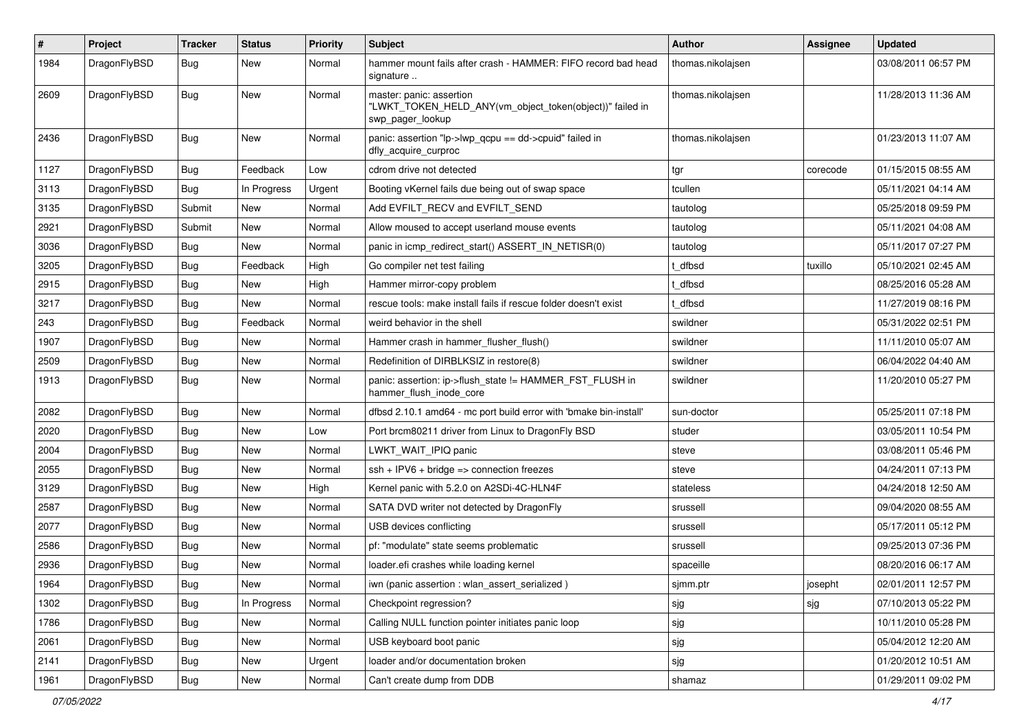| # | Project | Tracker | Status | Priority | Subject | Author | Assignee | Updated |
|---|---|---|---|---|---|---|---|---|
| 1984 | DragonFlyBSD | Bug | New | Normal | hammer mount fails after crash - HAMMER: FIFO record bad head signature .. | thomas.nikolajsen | | 03/08/2011 06:57 PM |
| 2609 | DragonFlyBSD | Bug | New | Normal | master: panic: assertion "LWKT_TOKEN_HELD_ANY(vm_object_token(object))" failed in swp_pager_lookup | thomas.nikolajsen | | 11/28/2013 11:36 AM |
| 2436 | DragonFlyBSD | Bug | New | Normal | panic: assertion "lp->lwp_qcpu == dd->cpuid" failed in dfly_acquire_curproc | thomas.nikolajsen | | 01/23/2013 11:07 AM |
| 1127 | DragonFlyBSD | Bug | Feedback | Low | cdrom drive not detected | tgr | corecode | 01/15/2015 08:55 AM |
| 3113 | DragonFlyBSD | Bug | In Progress | Urgent | Booting vKernel fails due being out of swap space | tcullen | | 05/11/2021 04:14 AM |
| 3135 | DragonFlyBSD | Submit | New | Normal | Add EVFILT_RECV and EVFILT_SEND | tautolog | | 05/25/2018 09:59 PM |
| 2921 | DragonFlyBSD | Submit | New | Normal | Allow moused to accept userland mouse events | tautolog | | 05/11/2021 04:08 AM |
| 3036 | DragonFlyBSD | Bug | New | Normal | panic in icmp_redirect_start() ASSERT_IN_NETISR(0) | tautolog | | 05/11/2017 07:27 PM |
| 3205 | DragonFlyBSD | Bug | Feedback | High | Go compiler net test failing | t_dfbsd | tuxillo | 05/10/2021 02:45 AM |
| 2915 | DragonFlyBSD | Bug | New | High | Hammer mirror-copy problem | t_dfbsd | | 08/25/2016 05:28 AM |
| 3217 | DragonFlyBSD | Bug | New | Normal | rescue tools: make install fails if rescue folder doesn't exist | t_dfbsd | | 11/27/2019 08:16 PM |
| 243 | DragonFlyBSD | Bug | Feedback | Normal | weird behavior in the shell | swildner | | 05/31/2022 02:51 PM |
| 1907 | DragonFlyBSD | Bug | New | Normal | Hammer crash in hammer_flusher_flush() | swildner | | 11/11/2010 05:07 AM |
| 2509 | DragonFlyBSD | Bug | New | Normal | Redefinition of DIRBLKSIZ in restore(8) | swildner | | 06/04/2022 04:40 AM |
| 1913 | DragonFlyBSD | Bug | New | Normal | panic: assertion: ip->flush_state != HAMMER_FST_FLUSH in hammer_flush_inode_core | swildner | | 11/20/2010 05:27 PM |
| 2082 | DragonFlyBSD | Bug | New | Normal | dfbsd 2.10.1 amd64 - mc port build error with 'bmake bin-install' | sun-doctor | | 05/25/2011 07:18 PM |
| 2020 | DragonFlyBSD | Bug | New | Low | Port brcm80211 driver from Linux to DragonFly BSD | studer | | 03/05/2011 10:54 PM |
| 2004 | DragonFlyBSD | Bug | New | Normal | LWKT_WAIT_IPIQ panic | steve | | 03/08/2011 05:46 PM |
| 2055 | DragonFlyBSD | Bug | New | Normal | ssh + IPV6 + bridge => connection freezes | steve | | 04/24/2011 07:13 PM |
| 3129 | DragonFlyBSD | Bug | New | High | Kernel panic with 5.2.0 on A2SDi-4C-HLN4F | stateless | | 04/24/2018 12:50 AM |
| 2587 | DragonFlyBSD | Bug | New | Normal | SATA DVD writer not detected by DragonFly | srussell | | 09/04/2020 08:55 AM |
| 2077 | DragonFlyBSD | Bug | New | Normal | USB devices conflicting | srussell | | 05/17/2011 05:12 PM |
| 2586 | DragonFlyBSD | Bug | New | Normal | pf: "modulate" state seems problematic | srussell | | 09/25/2013 07:36 PM |
| 2936 | DragonFlyBSD | Bug | New | Normal | loader.efi crashes while loading kernel | spaceille | | 08/20/2016 06:17 AM |
| 1964 | DragonFlyBSD | Bug | New | Normal | iwn (panic assertion : wlan_assert_serialized ) | sjmm.ptr | josepht | 02/01/2011 12:57 PM |
| 1302 | DragonFlyBSD | Bug | In Progress | Normal | Checkpoint regression? | sjg | sjg | 07/10/2013 05:22 PM |
| 1786 | DragonFlyBSD | Bug | New | Normal | Calling NULL function pointer initiates panic loop | sjg | | 10/11/2010 05:28 PM |
| 2061 | DragonFlyBSD | Bug | New | Normal | USB keyboard boot panic | sjg | | 05/04/2012 12:20 AM |
| 2141 | DragonFlyBSD | Bug | New | Urgent | loader and/or documentation broken | sjg | | 01/20/2012 10:51 AM |
| 1961 | DragonFlyBSD | Bug | New | Normal | Can't create dump from DDB | shamaz | | 01/29/2011 09:02 PM |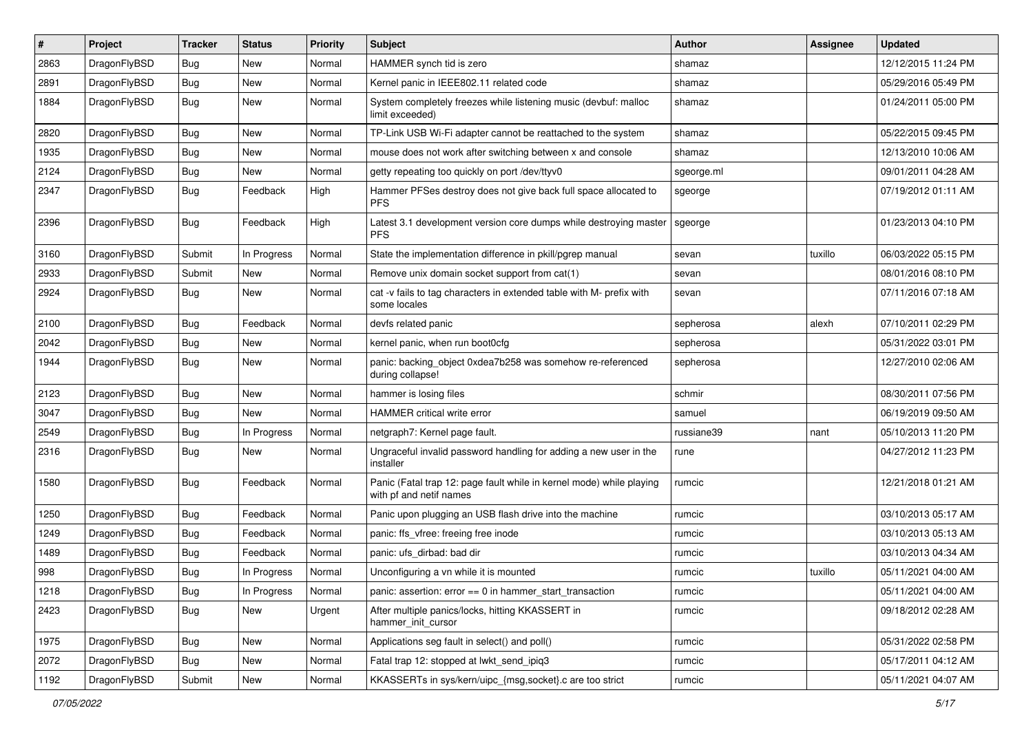| # | Project | Tracker | Status | Priority | Subject | Author | Assignee | Updated |
| --- | --- | --- | --- | --- | --- | --- | --- | --- |
| 2863 | DragonFlyBSD | Bug | New | Normal | HAMMER synch tid is zero | shamaz | | 12/12/2015 11:24 PM |
| 2891 | DragonFlyBSD | Bug | New | Normal | Kernel panic in IEEE802.11 related code | shamaz | | 05/29/2016 05:49 PM |
| 1884 | DragonFlyBSD | Bug | New | Normal | System completely freezes while listening music (devbuf: malloc limit exceeded) | shamaz | | 01/24/2011 05:00 PM |
| 2820 | DragonFlyBSD | Bug | New | Normal | TP-Link USB Wi-Fi adapter cannot be reattached to the system | shamaz | | 05/22/2015 09:45 PM |
| 1935 | DragonFlyBSD | Bug | New | Normal | mouse does not work after switching between x and console | shamaz | | 12/13/2010 10:06 AM |
| 2124 | DragonFlyBSD | Bug | New | Normal | getty repeating too quickly on port /dev/ttyv0 | sgeorge.ml | | 09/01/2011 04:28 AM |
| 2347 | DragonFlyBSD | Bug | Feedback | High | Hammer PFSes destroy does not give back full space allocated to PFS | sgeorge | | 07/19/2012 01:11 AM |
| 2396 | DragonFlyBSD | Bug | Feedback | High | Latest 3.1 development version core dumps while destroying master PFS | sgeorge | | 01/23/2013 04:10 PM |
| 3160 | DragonFlyBSD | Submit | In Progress | Normal | State the implementation difference in pkill/pgrep manual | sevan | tuxillo | 06/03/2022 05:15 PM |
| 2933 | DragonFlyBSD | Submit | New | Normal | Remove unix domain socket support from cat(1) | sevan | | 08/01/2016 08:10 PM |
| 2924 | DragonFlyBSD | Bug | New | Normal | cat -v fails to tag characters in extended table with M- prefix with some locales | sevan | | 07/11/2016 07:18 AM |
| 2100 | DragonFlyBSD | Bug | Feedback | Normal | devfs related panic | sepherosa | alexh | 07/10/2011 02:29 PM |
| 2042 | DragonFlyBSD | Bug | New | Normal | kernel panic, when run boot0cfg | sepherosa | | 05/31/2022 03:01 PM |
| 1944 | DragonFlyBSD | Bug | New | Normal | panic: backing_object 0xdea7b258 was somehow re-referenced during collapse! | sepherosa | | 12/27/2010 02:06 AM |
| 2123 | DragonFlyBSD | Bug | New | Normal | hammer is losing files | schmir | | 08/30/2011 07:56 PM |
| 3047 | DragonFlyBSD | Bug | New | Normal | HAMMER critical write error | samuel | | 06/19/2019 09:50 AM |
| 2549 | DragonFlyBSD | Bug | In Progress | Normal | netgraph7: Kernel page fault. | russiane39 | nant | 05/10/2013 11:20 PM |
| 2316 | DragonFlyBSD | Bug | New | Normal | Ungraceful invalid password handling for adding a new user in the installer | rune | | 04/27/2012 11:23 PM |
| 1580 | DragonFlyBSD | Bug | Feedback | Normal | Panic (Fatal trap 12: page fault while in kernel mode) while playing with pf and netif names | rumcic | | 12/21/2018 01:21 AM |
| 1250 | DragonFlyBSD | Bug | Feedback | Normal | Panic upon plugging an USB flash drive into the machine | rumcic | | 03/10/2013 05:17 AM |
| 1249 | DragonFlyBSD | Bug | Feedback | Normal | panic: ffs_vfree: freeing free inode | rumcic | | 03/10/2013 05:13 AM |
| 1489 | DragonFlyBSD | Bug | Feedback | Normal | panic: ufs_dirbad: bad dir | rumcic | | 03/10/2013 04:34 AM |
| 998 | DragonFlyBSD | Bug | In Progress | Normal | Unconfiguring a vn while it is mounted | rumcic | tuxillo | 05/11/2021 04:00 AM |
| 1218 | DragonFlyBSD | Bug | In Progress | Normal | panic: assertion: error == 0 in hammer_start_transaction | rumcic | | 05/11/2021 04:00 AM |
| 2423 | DragonFlyBSD | Bug | New | Urgent | After multiple panics/locks, hitting KKASSERT in hammer_init_cursor | rumcic | | 09/18/2012 02:28 AM |
| 1975 | DragonFlyBSD | Bug | New | Normal | Applications seg fault in select() and poll() | rumcic | | 05/31/2022 02:58 PM |
| 2072 | DragonFlyBSD | Bug | New | Normal | Fatal trap 12: stopped at lwkt_send_ipiq3 | rumcic | | 05/17/2011 04:12 AM |
| 1192 | DragonFlyBSD | Submit | New | Normal | KKASSERTs in sys/kern/uipc_{msg,socket}.c are too strict | rumcic | | 05/11/2021 04:07 AM |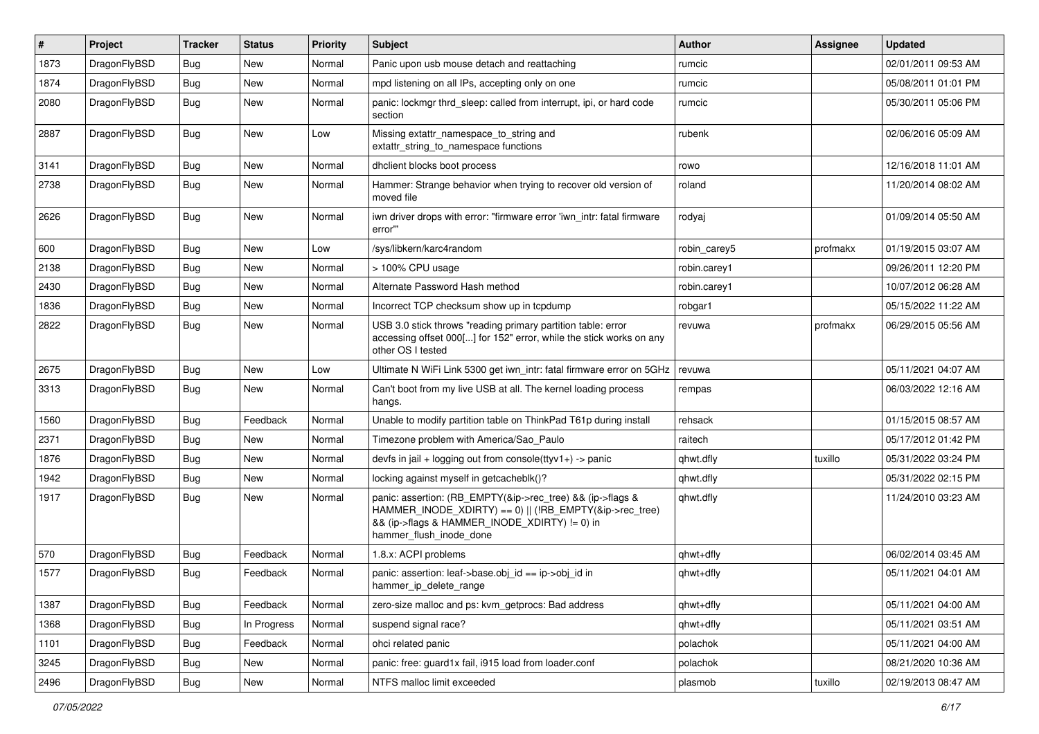| # | Project | Tracker | Status | Priority | Subject | Author | Assignee | Updated |
|---|---|---|---|---|---|---|---|---|
| 1873 | DragonFlyBSD | Bug | New | Normal | Panic upon usb mouse detach and reattaching | rumcic | | 02/01/2011 09:53 AM |
| 1874 | DragonFlyBSD | Bug | New | Normal | mpd listening on all IPs, accepting only on one | rumcic | | 05/08/2011 01:01 PM |
| 2080 | DragonFlyBSD | Bug | New | Normal | panic: lockmgr thrd_sleep: called from interrupt, ipi, or hard code section | rumcic | | 05/30/2011 05:06 PM |
| 2887 | DragonFlyBSD | Bug | New | Low | Missing extattr_namespace_to_string and extattr_string_to_namespace functions | rubenk | | 02/06/2016 05:09 AM |
| 3141 | DragonFlyBSD | Bug | New | Normal | dhclient blocks boot process | rowo | | 12/16/2018 11:01 AM |
| 2738 | DragonFlyBSD | Bug | New | Normal | Hammer: Strange behavior when trying to recover old version of moved file | roland | | 11/20/2014 08:02 AM |
| 2626 | DragonFlyBSD | Bug | New | Normal | iwn driver drops with error: "firmware error 'iwn_intr: fatal firmware error'" | rodyaj | | 01/09/2014 05:50 AM |
| 600 | DragonFlyBSD | Bug | New | Low | /sys/libkern/karc4random | robin_carey5 | profmakx | 01/19/2015 03:07 AM |
| 2138 | DragonFlyBSD | Bug | New | Normal | > 100% CPU usage | robin.carey1 | | 09/26/2011 12:20 PM |
| 2430 | DragonFlyBSD | Bug | New | Normal | Alternate Password Hash method | robin.carey1 | | 10/07/2012 06:28 AM |
| 1836 | DragonFlyBSD | Bug | New | Normal | Incorrect TCP checksum show up in tcpdump | robgar1 | | 05/15/2022 11:22 AM |
| 2822 | DragonFlyBSD | Bug | New | Normal | USB 3.0 stick throws "reading primary partition table: error accessing offset 000[...] for 152" error, while the stick works on any other OS I tested | revuwa | profmakx | 06/29/2015 05:56 AM |
| 2675 | DragonFlyBSD | Bug | New | Low | Ultimate N WiFi Link 5300 get iwn_intr: fatal firmware error on 5GHz | revuwa | | 05/11/2021 04:07 AM |
| 3313 | DragonFlyBSD | Bug | New | Normal | Can't boot from my live USB at all. The kernel loading process hangs. | rempas | | 06/03/2022 12:16 AM |
| 1560 | DragonFlyBSD | Bug | Feedback | Normal | Unable to modify partition table on ThinkPad T61p during install | rehsack | | 01/15/2015 08:57 AM |
| 2371 | DragonFlyBSD | Bug | New | Normal | Timezone problem with America/Sao_Paulo | raitech | | 05/17/2012 01:42 PM |
| 1876 | DragonFlyBSD | Bug | New | Normal | devfs in jail + logging out from console(ttyv1+) -> panic | qhwt.dfly | tuxillo | 05/31/2022 03:24 PM |
| 1942 | DragonFlyBSD | Bug | New | Normal | locking against myself in getcacheblk()? | qhwt.dfly | | 05/31/2022 02:15 PM |
| 1917 | DragonFlyBSD | Bug | New | Normal | panic: assertion: (RB_EMPTY(&ip->rec_tree) && (ip->flags & HAMMER_INODE_XDIRTY) == 0) \|\| (!RB_EMPTY(&ip->rec_tree) && (ip->flags & HAMMER_INODE_XDIRTY) != 0) in hammer_flush_inode_done | qhwt.dfly | | 11/24/2010 03:23 AM |
| 570 | DragonFlyBSD | Bug | Feedback | Normal | 1.8.x: ACPI problems | qhwt+dfly | | 06/02/2014 03:45 AM |
| 1577 | DragonFlyBSD | Bug | Feedback | Normal | panic: assertion: leaf->base.obj_id == ip->obj_id in hammer_ip_delete_range | qhwt+dfly | | 05/11/2021 04:01 AM |
| 1387 | DragonFlyBSD | Bug | Feedback | Normal | zero-size malloc and ps: kvm_getprocs: Bad address | qhwt+dfly | | 05/11/2021 04:00 AM |
| 1368 | DragonFlyBSD | Bug | In Progress | Normal | suspend signal race? | qhwt+dfly | | 05/11/2021 03:51 AM |
| 1101 | DragonFlyBSD | Bug | Feedback | Normal | ohci related panic | polachok | | 05/11/2021 04:00 AM |
| 3245 | DragonFlyBSD | Bug | New | Normal | panic: free: guard1x fail, i915 load from loader.conf | polachok | | 08/21/2020 10:36 AM |
| 2496 | DragonFlyBSD | Bug | New | Normal | NTFS malloc limit exceeded | plasmob | tuxillo | 02/19/2013 08:47 AM |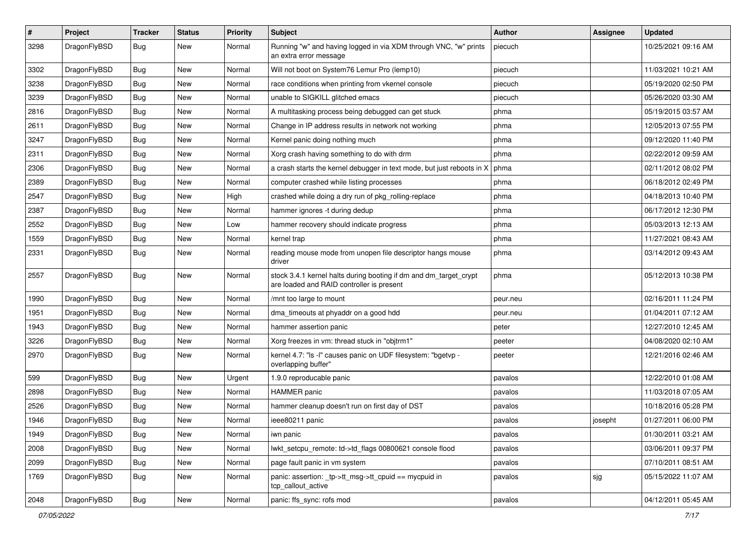| # | Project | Tracker | Status | Priority | Subject | Author | Assignee | Updated |
|---|---|---|---|---|---|---|---|---|
| 3298 | DragonFlyBSD | Bug | New | Normal | Running "w" and having logged in via XDM through VNC, "w" prints an extra error message | piecuch | | 10/25/2021 09:16 AM |
| 3302 | DragonFlyBSD | Bug | New | Normal | Will not boot on System76 Lemur Pro (lemp10) | piecuch | | 11/03/2021 10:21 AM |
| 3238 | DragonFlyBSD | Bug | New | Normal | race conditions when printing from vkernel console | piecuch | | 05/19/2020 02:50 PM |
| 3239 | DragonFlyBSD | Bug | New | Normal | unable to SIGKILL glitched emacs | piecuch | | 05/26/2020 03:30 AM |
| 2816 | DragonFlyBSD | Bug | New | Normal | A multitasking process being debugged can get stuck | phma | | 05/19/2015 03:57 AM |
| 2611 | DragonFlyBSD | Bug | New | Normal | Change in IP address results in network not working | phma | | 12/05/2013 07:55 PM |
| 3247 | DragonFlyBSD | Bug | New | Normal | Kernel panic doing nothing much | phma | | 09/12/2020 11:40 PM |
| 2311 | DragonFlyBSD | Bug | New | Normal | Xorg crash having something to do with drm | phma | | 02/22/2012 09:59 AM |
| 2306 | DragonFlyBSD | Bug | New | Normal | a crash starts the kernel debugger in text mode, but just reboots in X | phma | | 02/11/2012 08:02 PM |
| 2389 | DragonFlyBSD | Bug | New | Normal | computer crashed while listing processes | phma | | 06/18/2012 02:49 PM |
| 2547 | DragonFlyBSD | Bug | New | High | crashed while doing a dry run of pkg_rolling-replace | phma | | 04/18/2013 10:40 PM |
| 2387 | DragonFlyBSD | Bug | New | Normal | hammer ignores -t during dedup | phma | | 06/17/2012 12:30 PM |
| 2552 | DragonFlyBSD | Bug | New | Low | hammer recovery should indicate progress | phma | | 05/03/2013 12:13 AM |
| 1559 | DragonFlyBSD | Bug | New | Normal | kernel trap | phma | | 11/27/2021 08:43 AM |
| 2331 | DragonFlyBSD | Bug | New | Normal | reading mouse mode from unopen file descriptor hangs mouse driver | phma | | 03/14/2012 09:43 AM |
| 2557 | DragonFlyBSD | Bug | New | Normal | stock 3.4.1 kernel halts during booting if dm and dm_target_crypt are loaded and RAID controller is present | phma | | 05/12/2013 10:38 PM |
| 1990 | DragonFlyBSD | Bug | New | Normal | /mnt too large to mount | peur.neu | | 02/16/2011 11:24 PM |
| 1951 | DragonFlyBSD | Bug | New | Normal | dma_timeouts at phyaddr on a good hdd | peur.neu | | 01/04/2011 07:12 AM |
| 1943 | DragonFlyBSD | Bug | New | Normal | hammer assertion panic | peter | | 12/27/2010 12:45 AM |
| 3226 | DragonFlyBSD | Bug | New | Normal | Xorg freezes in vm: thread stuck in "objtrm1" | peeter | | 04/08/2020 02:10 AM |
| 2970 | DragonFlyBSD | Bug | New | Normal | kernel 4.7: "ls -l" causes panic on UDF filesystem: "bgetvp - overlapping buffer" | peeter | | 12/21/2016 02:46 AM |
| 599 | DragonFlyBSD | Bug | New | Urgent | 1.9.0 reproducable panic | pavalos | | 12/22/2010 01:08 AM |
| 2898 | DragonFlyBSD | Bug | New | Normal | HAMMER panic | pavalos | | 11/03/2018 07:05 AM |
| 2526 | DragonFlyBSD | Bug | New | Normal | hammer cleanup doesn't run on first day of DST | pavalos | | 10/18/2016 05:28 PM |
| 1946 | DragonFlyBSD | Bug | New | Normal | ieee80211 panic | pavalos | josepht | 01/27/2011 06:00 PM |
| 1949 | DragonFlyBSD | Bug | New | Normal | iwn panic | pavalos | | 01/30/2011 03:21 AM |
| 2008 | DragonFlyBSD | Bug | New | Normal | lwkt_setcpu_remote: td->td_flags 00800621 console flood | pavalos | | 03/06/2011 09:37 PM |
| 2099 | DragonFlyBSD | Bug | New | Normal | page fault panic in vm system | pavalos | | 07/10/2011 08:51 AM |
| 1769 | DragonFlyBSD | Bug | New | Normal | panic: assertion: _tp->tt_msg->tt_cpuid == mycpuid in tcp_callout_active | pavalos | sjg | 05/15/2022 11:07 AM |
| 2048 | DragonFlyBSD | Bug | New | Normal | panic: ffs_sync: rofs mod | pavalos | | 04/12/2011 05:45 AM |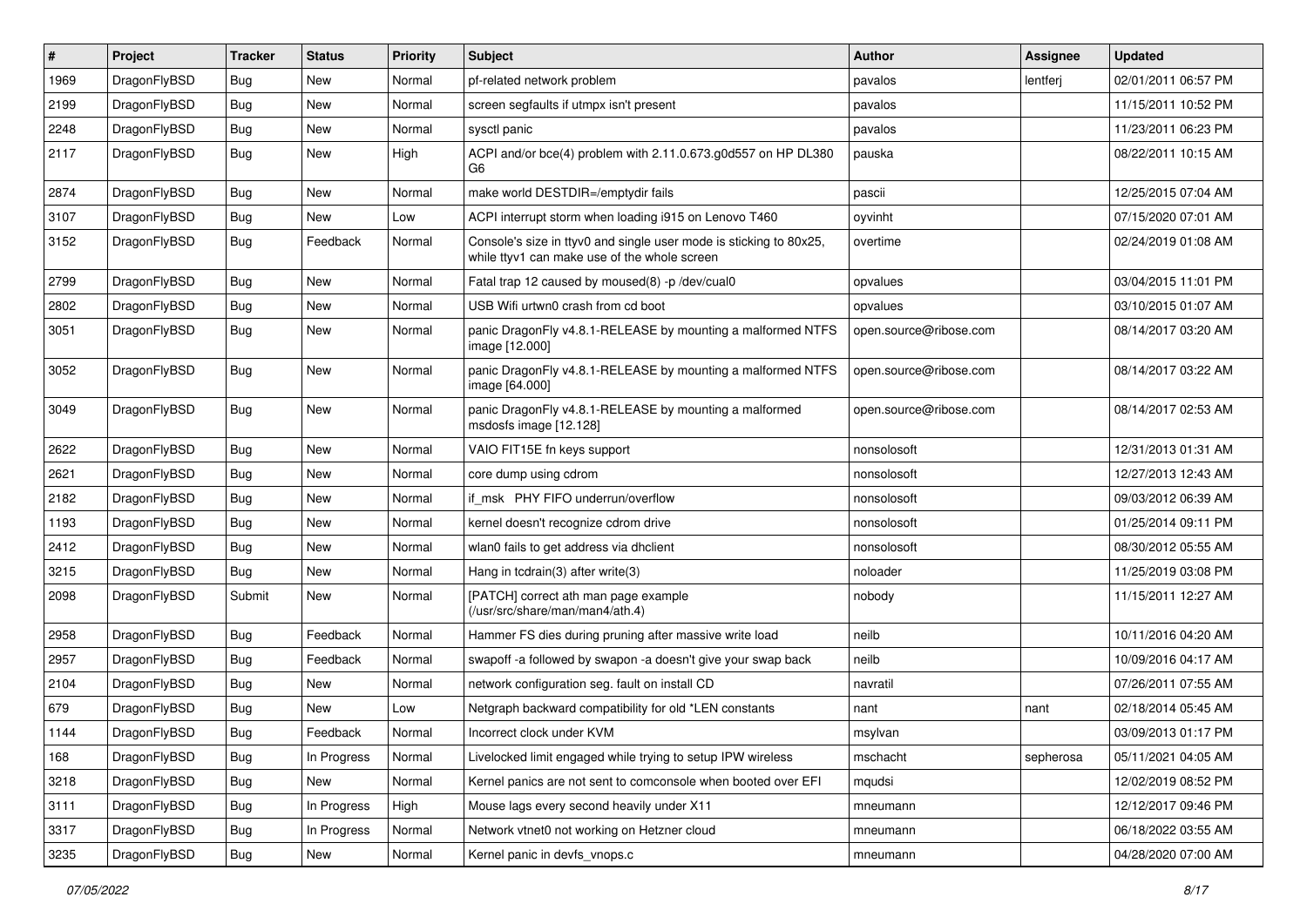| # | Project | Tracker | Status | Priority | Subject | Author | Assignee | Updated |
|---|---|---|---|---|---|---|---|---|
| 1969 | DragonFlyBSD | Bug | New | Normal | pf-related network problem | pavalos | lentferj | 02/01/2011 06:57 PM |
| 2199 | DragonFlyBSD | Bug | New | Normal | screen segfaults if utmpx isn't present | pavalos | | 11/15/2011 10:52 PM |
| 2248 | DragonFlyBSD | Bug | New | Normal | sysctl panic | pavalos | | 11/23/2011 06:23 PM |
| 2117 | DragonFlyBSD | Bug | New | High | ACPI and/or bce(4) problem with 2.11.0.673.g0d557 on HP DL380 G6 | pauska | | 08/22/2011 10:15 AM |
| 2874 | DragonFlyBSD | Bug | New | Normal | make world DESTDIR=/emptydir fails | pascii | | 12/25/2015 07:04 AM |
| 3107 | DragonFlyBSD | Bug | New | Low | ACPI interrupt storm when loading i915 on Lenovo T460 | oyvinht | | 07/15/2020 07:01 AM |
| 3152 | DragonFlyBSD | Bug | Feedback | Normal | Console's size in ttyv0 and single user mode is sticking to 80x25, while ttyv1 can make use of the whole screen | overtime | | 02/24/2019 01:08 AM |
| 2799 | DragonFlyBSD | Bug | New | Normal | Fatal trap 12 caused by moused(8) -p /dev/cual0 | opvalues | | 03/04/2015 11:01 PM |
| 2802 | DragonFlyBSD | Bug | New | Normal | USB Wifi urtwn0 crash from cd boot | opvalues | | 03/10/2015 01:07 AM |
| 3051 | DragonFlyBSD | Bug | New | Normal | panic DragonFly v4.8.1-RELEASE by mounting a malformed NTFS image [12.000] | open.source@ribose.com | | 08/14/2017 03:20 AM |
| 3052 | DragonFlyBSD | Bug | New | Normal | panic DragonFly v4.8.1-RELEASE by mounting a malformed NTFS image [64.000] | open.source@ribose.com | | 08/14/2017 03:22 AM |
| 3049 | DragonFlyBSD | Bug | New | Normal | panic DragonFly v4.8.1-RELEASE by mounting a malformed msdosfs image [12.128] | open.source@ribose.com | | 08/14/2017 02:53 AM |
| 2622 | DragonFlyBSD | Bug | New | Normal | VAIO FIT15E fn keys support | nonsolosoft | | 12/31/2013 01:31 AM |
| 2621 | DragonFlyBSD | Bug | New | Normal | core dump using cdrom | nonsolosoft | | 12/27/2013 12:43 AM |
| 2182 | DragonFlyBSD | Bug | New | Normal | if_msk PHY FIFO underrun/overflow | nonsolosoft | | 09/03/2012 06:39 AM |
| 1193 | DragonFlyBSD | Bug | New | Normal | kernel doesn't recognize cdrom drive | nonsolosoft | | 01/25/2014 09:11 PM |
| 2412 | DragonFlyBSD | Bug | New | Normal | wlan0 fails to get address via dhclient | nonsolosoft | | 08/30/2012 05:55 AM |
| 3215 | DragonFlyBSD | Bug | New | Normal | Hang in tcdrain(3) after write(3) | noloader | | 11/25/2019 03:08 PM |
| 2098 | DragonFlyBSD | Submit | New | Normal | [PATCH] correct ath man page example (/usr/src/share/man/man4/ath.4) | nobody | | 11/15/2011 12:27 AM |
| 2958 | DragonFlyBSD | Bug | Feedback | Normal | Hammer FS dies during pruning after massive write load | neilb | | 10/11/2016 04:20 AM |
| 2957 | DragonFlyBSD | Bug | Feedback | Normal | swapoff -a followed by swapon -a doesn't give your swap back | neilb | | 10/09/2016 04:17 AM |
| 2104 | DragonFlyBSD | Bug | New | Normal | network configuration seg. fault on install CD | navratil | | 07/26/2011 07:55 AM |
| 679 | DragonFlyBSD | Bug | New | Low | Netgraph backward compatibility for old *LEN constants | nant | nant | 02/18/2014 05:45 AM |
| 1144 | DragonFlyBSD | Bug | Feedback | Normal | Incorrect clock under KVM | msylvan | | 03/09/2013 01:17 PM |
| 168 | DragonFlyBSD | Bug | In Progress | Normal | Livelocked limit engaged while trying to setup IPW wireless | mschacht | sepherosa | 05/11/2021 04:05 AM |
| 3218 | DragonFlyBSD | Bug | New | Normal | Kernel panics are not sent to comconsole when booted over EFI | mqudsi | | 12/02/2019 08:52 PM |
| 3111 | DragonFlyBSD | Bug | In Progress | High | Mouse lags every second heavily under X11 | mneumann | | 12/12/2017 09:46 PM |
| 3317 | DragonFlyBSD | Bug | In Progress | Normal | Network vtnet0 not working on Hetzner cloud | mneumann | | 06/18/2022 03:55 AM |
| 3235 | DragonFlyBSD | Bug | New | Normal | Kernel panic in devfs_vnops.c | mneumann | | 04/28/2020 07:00 AM |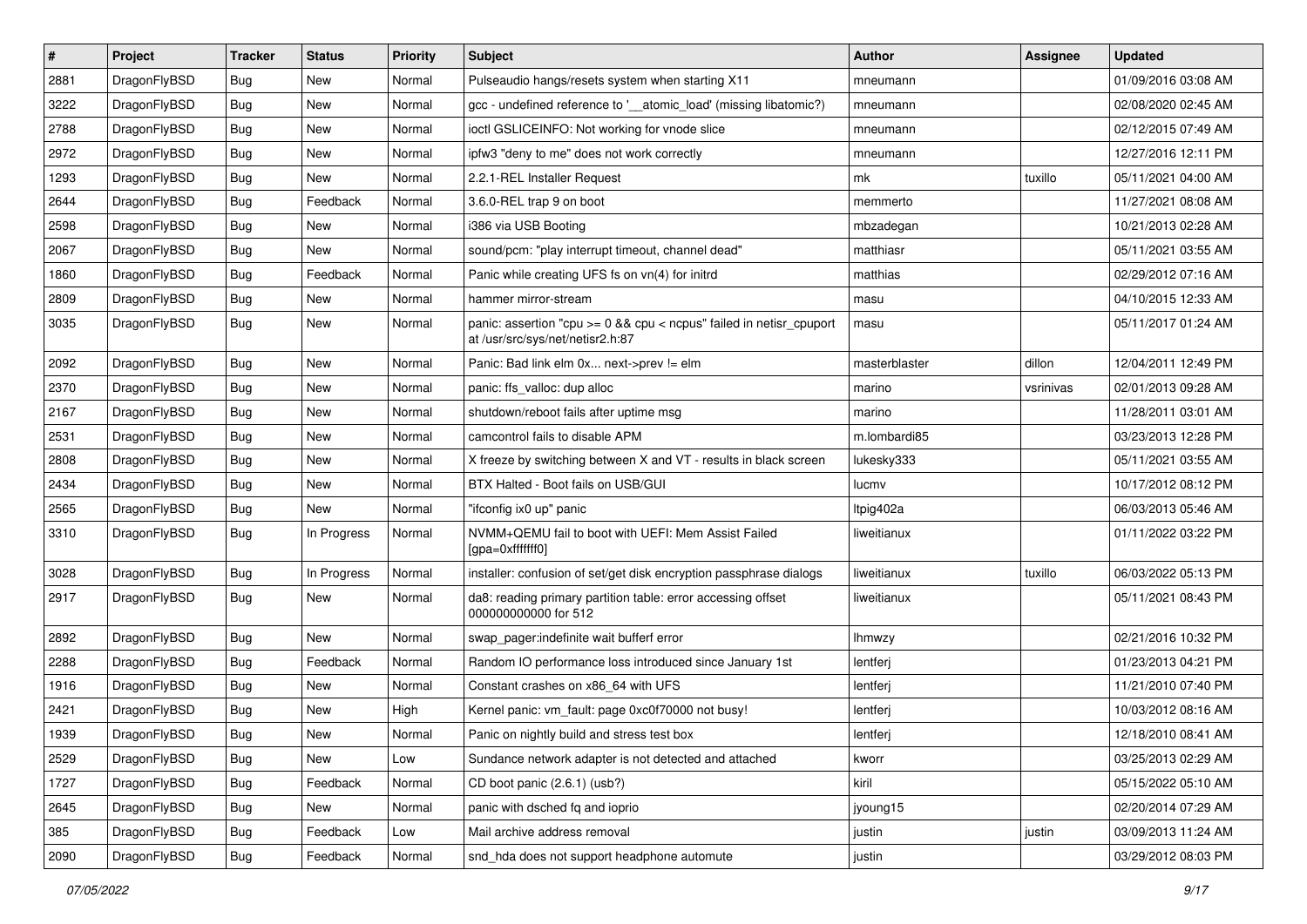| # | Project | Tracker | Status | Priority | Subject | Author | Assignee | Updated |
|---|---|---|---|---|---|---|---|---|
| 2881 | DragonFlyBSD | Bug | New | Normal | Pulseaudio hangs/resets system when starting X11 | mneumann | | 01/09/2016 03:08 AM |
| 3222 | DragonFlyBSD | Bug | New | Normal | gcc - undefined reference to '__atomic_load' (missing libatomic?) | mneumann | | 02/08/2020 02:45 AM |
| 2788 | DragonFlyBSD | Bug | New | Normal | ioctl GSLICEINFO: Not working for vnode slice | mneumann | | 02/12/2015 07:49 AM |
| 2972 | DragonFlyBSD | Bug | New | Normal | ipfw3 "deny to me" does not work correctly | mneumann | | 12/27/2016 12:11 PM |
| 1293 | DragonFlyBSD | Bug | New | Normal | 2.2.1-REL Installer Request | mk | tuxillo | 05/11/2021 04:00 AM |
| 2644 | DragonFlyBSD | Bug | Feedback | Normal | 3.6.0-REL trap 9 on boot | memmerto | | 11/27/2021 08:08 AM |
| 2598 | DragonFlyBSD | Bug | New | Normal | i386 via USB Booting | mbzadegan | | 10/21/2013 02:28 AM |
| 2067 | DragonFlyBSD | Bug | New | Normal | sound/pcm: "play interrupt timeout, channel dead" | matthiasr | | 05/11/2021 03:55 AM |
| 1860 | DragonFlyBSD | Bug | Feedback | Normal | Panic while creating UFS fs on vn(4) for initrd | matthias | | 02/29/2012 07:16 AM |
| 2809 | DragonFlyBSD | Bug | New | Normal | hammer mirror-stream | masu | | 04/10/2015 12:33 AM |
| 3035 | DragonFlyBSD | Bug | New | Normal | panic: assertion "cpu >= 0 && cpu < ncpus" failed in netisr_cpuport at /usr/src/sys/net/netisr2.h:87 | masu | | 05/11/2017 01:24 AM |
| 2092 | DragonFlyBSD | Bug | New | Normal | Panic: Bad link elm 0x... next->prev != elm | masterblaster | dillon | 12/04/2011 12:49 PM |
| 2370 | DragonFlyBSD | Bug | New | Normal | panic: ffs_valloc: dup alloc | marino | vsrinivas | 02/01/2013 09:28 AM |
| 2167 | DragonFlyBSD | Bug | New | Normal | shutdown/reboot fails after uptime msg | marino | | 11/28/2011 03:01 AM |
| 2531 | DragonFlyBSD | Bug | New | Normal | camcontrol fails to disable APM | m.lombardi85 | | 03/23/2013 12:28 PM |
| 2808 | DragonFlyBSD | Bug | New | Normal | X freeze by switching between X and VT - results in black screen | lukesky333 | | 05/11/2021 03:55 AM |
| 2434 | DragonFlyBSD | Bug | New | Normal | BTX Halted - Boot fails on USB/GUI | lucmv | | 10/17/2012 08:12 PM |
| 2565 | DragonFlyBSD | Bug | New | Normal | "ifconfig ix0 up" panic | ltpig402a | | 06/03/2013 05:46 AM |
| 3310 | DragonFlyBSD | Bug | In Progress | Normal | NVMM+QEMU fail to boot with UEFI: Mem Assist Failed [gpa=0xfffffff0] | liweitianux | | 01/11/2022 03:22 PM |
| 3028 | DragonFlyBSD | Bug | In Progress | Normal | installer: confusion of set/get disk encryption passphrase dialogs | liweitianux | tuxillo | 06/03/2022 05:13 PM |
| 2917 | DragonFlyBSD | Bug | New | Normal | da8: reading primary partition table: error accessing offset 000000000000 for 512 | liweitianux | | 05/11/2021 08:43 PM |
| 2892 | DragonFlyBSD | Bug | New | Normal | swap_pager:indefinite wait bufferf error | lhmwzy | | 02/21/2016 10:32 PM |
| 2288 | DragonFlyBSD | Bug | Feedback | Normal | Random IO performance loss introduced since January 1st | lentferj | | 01/23/2013 04:21 PM |
| 1916 | DragonFlyBSD | Bug | New | Normal | Constant crashes on x86_64 with UFS | lentferj | | 11/21/2010 07:40 PM |
| 2421 | DragonFlyBSD | Bug | New | High | Kernel panic: vm_fault: page 0xc0f70000 not busy! | lentferj | | 10/03/2012 08:16 AM |
| 1939 | DragonFlyBSD | Bug | New | Normal | Panic on nightly build and stress test box | lentferj | | 12/18/2010 08:41 AM |
| 2529 | DragonFlyBSD | Bug | New | Low | Sundance network adapter is not detected and attached | kworr | | 03/25/2013 02:29 AM |
| 1727 | DragonFlyBSD | Bug | Feedback | Normal | CD boot panic (2.6.1) (usb?) | kiril | | 05/15/2022 05:10 AM |
| 2645 | DragonFlyBSD | Bug | New | Normal | panic with dsched fq and ioprio | jyoung15 | | 02/20/2014 07:29 AM |
| 385 | DragonFlyBSD | Bug | Feedback | Low | Mail archive address removal | justin | justin | 03/09/2013 11:24 AM |
| 2090 | DragonFlyBSD | Bug | Feedback | Normal | snd_hda does not support headphone automute | justin | | 03/29/2012 08:03 PM |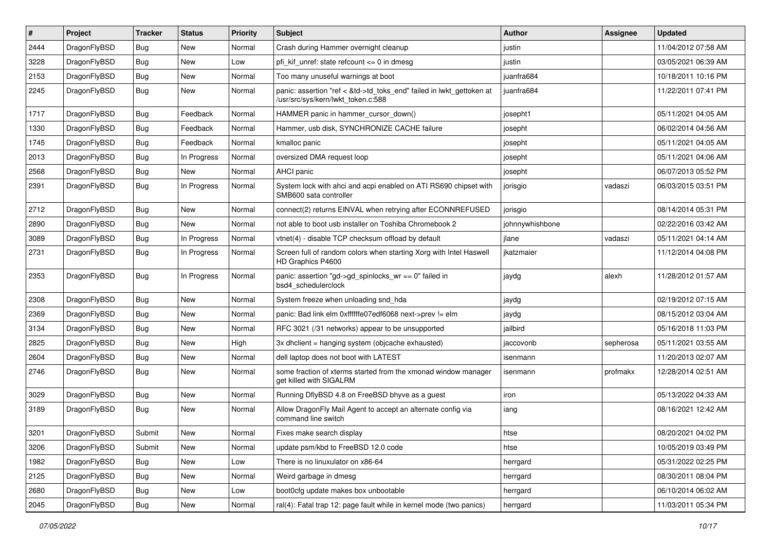| # | Project | Tracker | Status | Priority | Subject | Author | Assignee | Updated |
|---|---|---|---|---|---|---|---|---|
| 2444 | DragonFlyBSD | Bug | New | Normal | Crash during Hammer overnight cleanup | justin | | 11/04/2012 07:58 AM |
| 3228 | DragonFlyBSD | Bug | New | Low | pfi_kif_unref: state refcount <= 0 in dmesg | justin | | 03/05/2021 06:39 AM |
| 2153 | DragonFlyBSD | Bug | New | Normal | Too many unuseful warnings at boot | juanfra684 | | 10/18/2011 10:16 PM |
| 2245 | DragonFlyBSD | Bug | New | Normal | panic: assertion "ref < &td->td_toks_end" failed in lwkt_gettoken at /usr/src/sys/kern/lwkt_token.c:588 | juanfra684 | | 11/22/2011 07:41 PM |
| 1717 | DragonFlyBSD | Bug | Feedback | Normal | HAMMER panic in hammer_cursor_down() | josepht1 | | 05/11/2021 04:05 AM |
| 1330 | DragonFlyBSD | Bug | Feedback | Normal | Hammer, usb disk, SYNCHRONIZE CACHE failure | josepht | | 06/02/2014 04:56 AM |
| 1745 | DragonFlyBSD | Bug | Feedback | Normal | kmalloc panic | josepht | | 05/11/2021 04:05 AM |
| 2013 | DragonFlyBSD | Bug | In Progress | Normal | oversized DMA request loop | josepht | | 05/11/2021 04:06 AM |
| 2568 | DragonFlyBSD | Bug | New | Normal | AHCI panic | josepht | | 06/07/2013 05:52 PM |
| 2391 | DragonFlyBSD | Bug | In Progress | Normal | System lock with ahci and acpi enabled on ATI RS690 chipset with SMB600 sata controller | jorisgio | vadaszi | 06/03/2015 03:51 PM |
| 2712 | DragonFlyBSD | Bug | New | Normal | connect(2) returns EINVAL when retrying after ECONNREFUSED | jorisgio | | 08/14/2014 05:31 PM |
| 2890 | DragonFlyBSD | Bug | New | Normal | not able to boot usb installer on Toshiba Chromebook 2 | johnnywhishbone | | 02/22/2016 03:42 AM |
| 3089 | DragonFlyBSD | Bug | In Progress | Normal | vtnet(4) - disable TCP checksum offload by default | jlane | vadaszi | 05/11/2021 04:14 AM |
| 2731 | DragonFlyBSD | Bug | In Progress | Normal | Screen full of random colors when starting Xorg with Intel Haswell HD Graphics P4600 | jkatzmaier | | 11/12/2014 04:08 PM |
| 2353 | DragonFlyBSD | Bug | In Progress | Normal | panic: assertion "gd->gd_spinlocks_wr == 0" failed in bsd4_schedulerclock | jaydg | alexh | 11/28/2012 01:57 AM |
| 2308 | DragonFlyBSD | Bug | New | Normal | System freeze when unloading snd_hda | jaydg | | 02/19/2012 07:15 AM |
| 2369 | DragonFlyBSD | Bug | New | Normal | panic: Bad link elm 0xffffffe07edf6068 next->prev != elm | jaydg | | 08/15/2012 03:04 AM |
| 3134 | DragonFlyBSD | Bug | New | Normal | RFC 3021 (/31 networks) appear to be unsupported | jailbird | | 05/16/2018 11:03 PM |
| 2825 | DragonFlyBSD | Bug | New | High | 3x dhclient = hanging system (objcache exhausted) | jaccovonb | sepherosa | 05/11/2021 03:55 AM |
| 2604 | DragonFlyBSD | Bug | New | Normal | dell laptop does not boot with LATEST | isenmann | | 11/20/2013 02:07 AM |
| 2746 | DragonFlyBSD | Bug | New | Normal | some fraction of xterms started from the xmonad window manager get killed with SIGALRM | isenmann | profmakx | 12/28/2014 02:51 AM |
| 3029 | DragonFlyBSD | Bug | New | Normal | Running DflyBSD 4.8 on FreeBSD bhyve as a guest | iron | | 05/13/2022 04:33 AM |
| 3189 | DragonFlyBSD | Bug | New | Normal | Allow DragonFly Mail Agent to accept an alternate config via command line switch | iang | | 08/16/2021 12:42 AM |
| 3201 | DragonFlyBSD | Submit | New | Normal | Fixes make search display | htse | | 08/20/2021 04:02 PM |
| 3206 | DragonFlyBSD | Submit | New | Normal | update psm/kbd to FreeBSD 12.0 code | htse | | 10/05/2019 03:49 PM |
| 1982 | DragonFlyBSD | Bug | New | Low | There is no linuxulator on x86-64 | herrgard | | 05/31/2022 02:25 PM |
| 2125 | DragonFlyBSD | Bug | New | Normal | Weird garbage in dmesg | herrgard | | 08/30/2011 08:04 PM |
| 2680 | DragonFlyBSD | Bug | New | Low | boot0cfg update makes box unbootable | herrgard | | 06/10/2014 06:02 AM |
| 2045 | DragonFlyBSD | Bug | New | Normal | ral(4): Fatal trap 12: page fault while in kernel mode (two panics) | herrgard | | 11/03/2011 05:34 PM |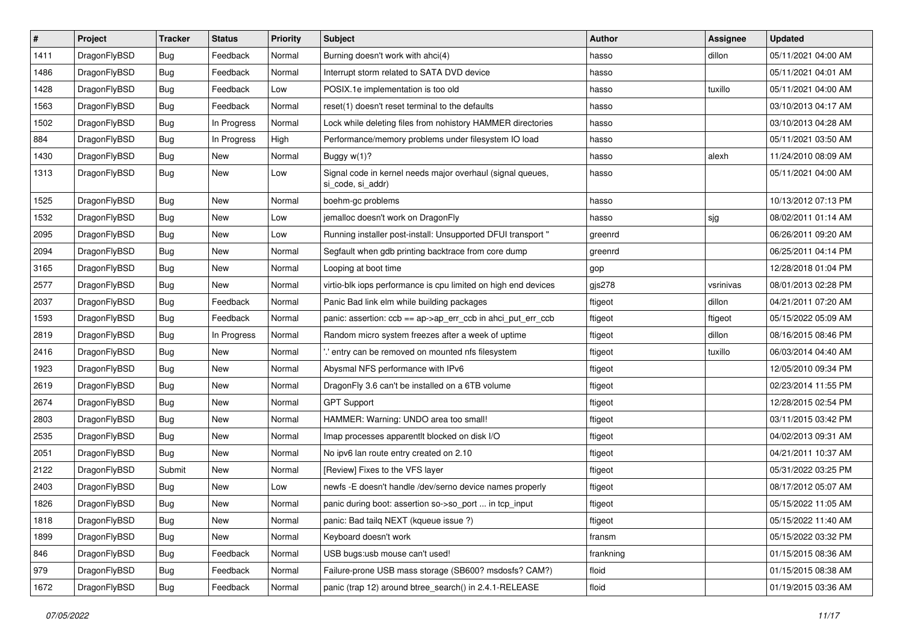| # | Project | Tracker | Status | Priority | Subject | Author | Assignee | Updated |
|---|---|---|---|---|---|---|---|---|
| 1411 | DragonFlyBSD | Bug | Feedback | Normal | Burning doesn't work with ahci(4) | hasso | dillon | 05/11/2021 04:00 AM |
| 1486 | DragonFlyBSD | Bug | Feedback | Normal | Interrupt storm related to SATA DVD device | hasso | | 05/11/2021 04:01 AM |
| 1428 | DragonFlyBSD | Bug | Feedback | Low | POSIX.1e implementation is too old | hasso | tuxillo | 05/11/2021 04:00 AM |
| 1563 | DragonFlyBSD | Bug | Feedback | Normal | reset(1) doesn't reset terminal to the defaults | hasso | | 03/10/2013 04:17 AM |
| 1502 | DragonFlyBSD | Bug | In Progress | Normal | Lock while deleting files from nohistory HAMMER directories | hasso | | 03/10/2013 04:28 AM |
| 884 | DragonFlyBSD | Bug | In Progress | High | Performance/memory problems under filesystem IO load | hasso | | 05/11/2021 03:50 AM |
| 1430 | DragonFlyBSD | Bug | New | Normal | Buggy w(1)? | hasso | alexh | 11/24/2010 08:09 AM |
| 1313 | DragonFlyBSD | Bug | New | Low | Signal code in kernel needs major overhaul (signal queues, si_code, si_addr) | hasso | | 05/11/2021 04:00 AM |
| 1525 | DragonFlyBSD | Bug | New | Normal | boehm-gc problems | hasso | | 10/13/2012 07:13 PM |
| 1532 | DragonFlyBSD | Bug | New | Low | jemalloc doesn't work on DragonFly | hasso | sjg | 08/02/2011 01:14 AM |
| 2095 | DragonFlyBSD | Bug | New | Low | Running installer post-install: Unsupported DFUI transport " | greenrd | | 06/26/2011 09:20 AM |
| 2094 | DragonFlyBSD | Bug | New | Normal | Segfault when gdb printing backtrace from core dump | greenrd | | 06/25/2011 04:14 PM |
| 3165 | DragonFlyBSD | Bug | New | Normal | Looping at boot time | gop | | 12/28/2018 01:04 PM |
| 2577 | DragonFlyBSD | Bug | New | Normal | virtio-blk iops performance is cpu limited on high end devices | gjs278 | vsrinivas | 08/01/2013 02:28 PM |
| 2037 | DragonFlyBSD | Bug | Feedback | Normal | Panic Bad link elm while building packages | ftigeot | dillon | 04/21/2011 07:20 AM |
| 1593 | DragonFlyBSD | Bug | Feedback | Normal | panic: assertion: ccb == ap->ap_err_ccb in ahci_put_err_ccb | ftigeot | ftigeot | 05/15/2022 05:09 AM |
| 2819 | DragonFlyBSD | Bug | In Progress | Normal | Random micro system freezes after a week of uptime | ftigeot | dillon | 08/16/2015 08:46 PM |
| 2416 | DragonFlyBSD | Bug | New | Normal | '.' entry can be removed on mounted nfs filesystem | ftigeot | tuxillo | 06/03/2014 04:40 AM |
| 1923 | DragonFlyBSD | Bug | New | Normal | Abysmal NFS performance with IPv6 | ftigeot | | 12/05/2010 09:34 PM |
| 2619 | DragonFlyBSD | Bug | New | Normal | DragonFly 3.6 can't be installed on a 6TB volume | ftigeot | | 02/23/2014 11:55 PM |
| 2674 | DragonFlyBSD | Bug | New | Normal | GPT Support | ftigeot | | 12/28/2015 02:54 PM |
| 2803 | DragonFlyBSD | Bug | New | Normal | HAMMER: Warning: UNDO area too small! | ftigeot | | 03/11/2015 03:42 PM |
| 2535 | DragonFlyBSD | Bug | New | Normal | Imap processes apparentlt blocked on disk I/O | ftigeot | | 04/02/2013 09:31 AM |
| 2051 | DragonFlyBSD | Bug | New | Normal | No ipv6 lan route entry created on 2.10 | ftigeot | | 04/21/2011 10:37 AM |
| 2122 | DragonFlyBSD | Submit | New | Normal | [Review] Fixes to the VFS layer | ftigeot | | 05/31/2022 03:25 PM |
| 2403 | DragonFlyBSD | Bug | New | Low | newfs -E doesn't handle /dev/serno device names properly | ftigeot | | 08/17/2012 05:07 AM |
| 1826 | DragonFlyBSD | Bug | New | Normal | panic during boot: assertion so->so_port ... in tcp_input | ftigeot | | 05/15/2022 11:05 AM |
| 1818 | DragonFlyBSD | Bug | New | Normal | panic: Bad tailq NEXT (kqueue issue ?) | ftigeot | | 05/15/2022 11:40 AM |
| 1899 | DragonFlyBSD | Bug | New | Normal | Keyboard doesn't work | fransm | | 05/15/2022 03:32 PM |
| 846 | DragonFlyBSD | Bug | Feedback | Normal | USB bugs:usb mouse can't used! | frankning | | 01/15/2015 08:36 AM |
| 979 | DragonFlyBSD | Bug | Feedback | Normal | Failure-prone USB mass storage (SB600? msdosfs? CAM?) | floid | | 01/15/2015 08:38 AM |
| 1672 | DragonFlyBSD | Bug | Feedback | Normal | panic (trap 12) around btree_search() in 2.4.1-RELEASE | floid | | 01/19/2015 03:36 AM |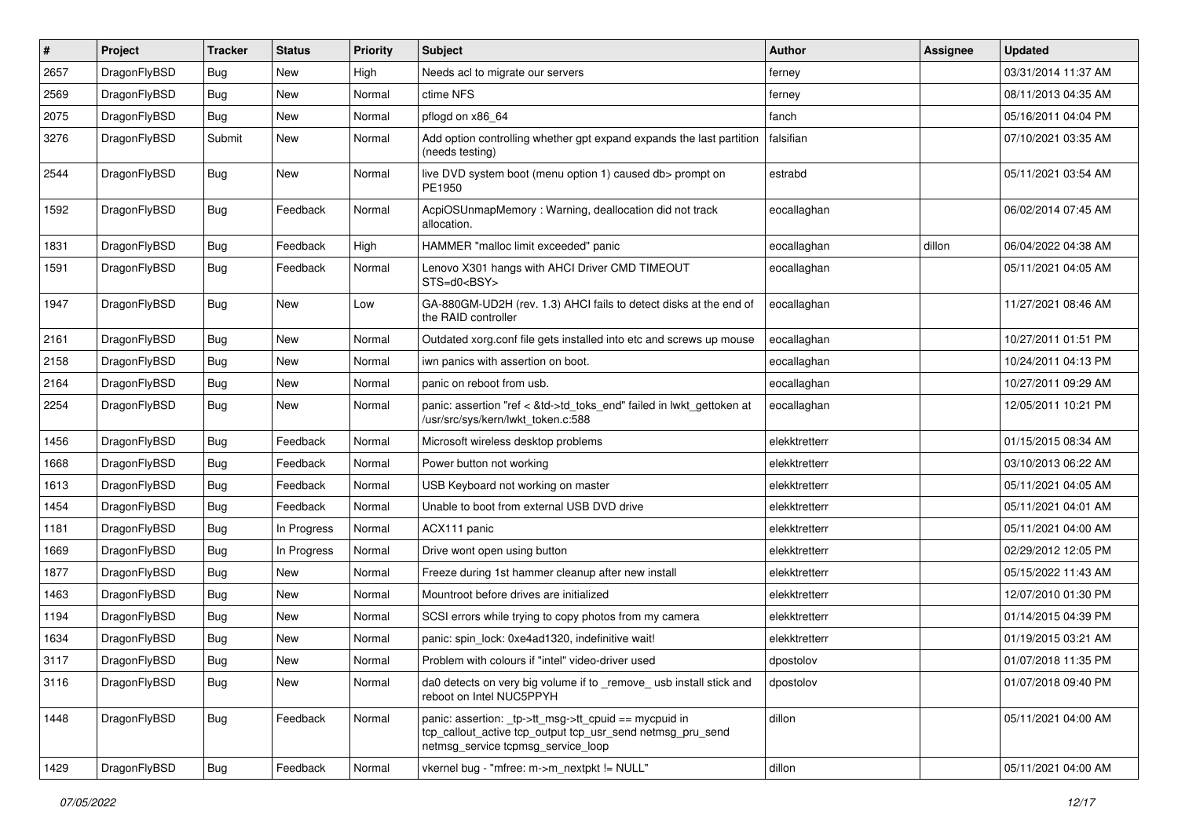| # | Project | Tracker | Status | Priority | Subject | Author | Assignee | Updated |
|---|---|---|---|---|---|---|---|---|
| 2657 | DragonFlyBSD | Bug | New | High | Needs acl to migrate our servers | ferney | | 03/31/2014 11:37 AM |
| 2569 | DragonFlyBSD | Bug | New | Normal | ctime NFS | ferney | | 08/11/2013 04:35 AM |
| 2075 | DragonFlyBSD | Bug | New | Normal | pflogd on x86_64 | fanch | | 05/16/2011 04:04 PM |
| 3276 | DragonFlyBSD | Submit | New | Normal | Add option controlling whether gpt expand expands the last partition (needs testing) | falsifian | | 07/10/2021 03:35 AM |
| 2544 | DragonFlyBSD | Bug | New | Normal | live DVD system boot (menu option 1) caused db> prompt on PE1950 | estrabd | | 05/11/2021 03:54 AM |
| 1592 | DragonFlyBSD | Bug | Feedback | Normal | AcpiOSUnmapMemory : Warning, deallocation did not track allocation. | eocallaghan | | 06/02/2014 07:45 AM |
| 1831 | DragonFlyBSD | Bug | Feedback | High | HAMMER "malloc limit exceeded" panic | eocallaghan | dillon | 06/04/2022 04:38 AM |
| 1591 | DragonFlyBSD | Bug | Feedback | Normal | Lenovo X301 hangs with AHCI Driver CMD TIMEOUT STS=d0<BSY> | eocallaghan | | 05/11/2021 04:05 AM |
| 1947 | DragonFlyBSD | Bug | New | Low | GA-880GM-UD2H (rev. 1.3) AHCI fails to detect disks at the end of the RAID controller | eocallaghan | | 11/27/2021 08:46 AM |
| 2161 | DragonFlyBSD | Bug | New | Normal | Outdated xorg.conf file gets installed into etc and screws up mouse | eocallaghan | | 10/27/2011 01:51 PM |
| 2158 | DragonFlyBSD | Bug | New | Normal | iwn panics with assertion on boot. | eocallaghan | | 10/24/2011 04:13 PM |
| 2164 | DragonFlyBSD | Bug | New | Normal | panic on reboot from usb. | eocallaghan | | 10/27/2011 09:29 AM |
| 2254 | DragonFlyBSD | Bug | New | Normal | panic: assertion "ref < &td->td_toks_end" failed in lwkt_gettoken at /usr/src/sys/kern/lwkt_token.c:588 | eocallaghan | | 12/05/2011 10:21 PM |
| 1456 | DragonFlyBSD | Bug | Feedback | Normal | Microsoft wireless desktop problems | elekktretterr | | 01/15/2015 08:34 AM |
| 1668 | DragonFlyBSD | Bug | Feedback | Normal | Power button not working | elekktretterr | | 03/10/2013 06:22 AM |
| 1613 | DragonFlyBSD | Bug | Feedback | Normal | USB Keyboard not working on master | elekktretterr | | 05/11/2021 04:05 AM |
| 1454 | DragonFlyBSD | Bug | Feedback | Normal | Unable to boot from external USB DVD drive | elekktretterr | | 05/11/2021 04:01 AM |
| 1181 | DragonFlyBSD | Bug | In Progress | Normal | ACX111 panic | elekktretterr | | 05/11/2021 04:00 AM |
| 1669 | DragonFlyBSD | Bug | In Progress | Normal | Drive wont open using button | elekktretterr | | 02/29/2012 12:05 PM |
| 1877 | DragonFlyBSD | Bug | New | Normal | Freeze during 1st hammer cleanup after new install | elekktretterr | | 05/15/2022 11:43 AM |
| 1463 | DragonFlyBSD | Bug | New | Normal | Mountroot before drives are initialized | elekktretterr | | 12/07/2010 01:30 PM |
| 1194 | DragonFlyBSD | Bug | New | Normal | SCSI errors while trying to copy photos from my camera | elekktretterr | | 01/14/2015 04:39 PM |
| 1634 | DragonFlyBSD | Bug | New | Normal | panic: spin_lock: 0xe4ad1320, indefinitive wait! | elekktretterr | | 01/19/2015 03:21 AM |
| 3117 | DragonFlyBSD | Bug | New | Normal | Problem with colours if "intel" video-driver used | dpostolov | | 01/07/2018 11:35 PM |
| 3116 | DragonFlyBSD | Bug | New | Normal | da0 detects on very big volume if to _remove_ usb install stick and reboot on Intel NUC5PPYH | dpostolov | | 01/07/2018 09:40 PM |
| 1448 | DragonFlyBSD | Bug | Feedback | Normal | panic: assertion: _tp->tt_msg->tt_cpuid == mycpuid in tcp_callout_active tcp_output tcp_usr_send netmsg_pru_send netmsg_service tcpmsg_service_loop | dillon | | 05/11/2021 04:00 AM |
| 1429 | DragonFlyBSD | Bug | Feedback | Normal | vkernel bug - "mfree: m->m_nextpkt != NULL" | dillon | | 05/11/2021 04:00 AM |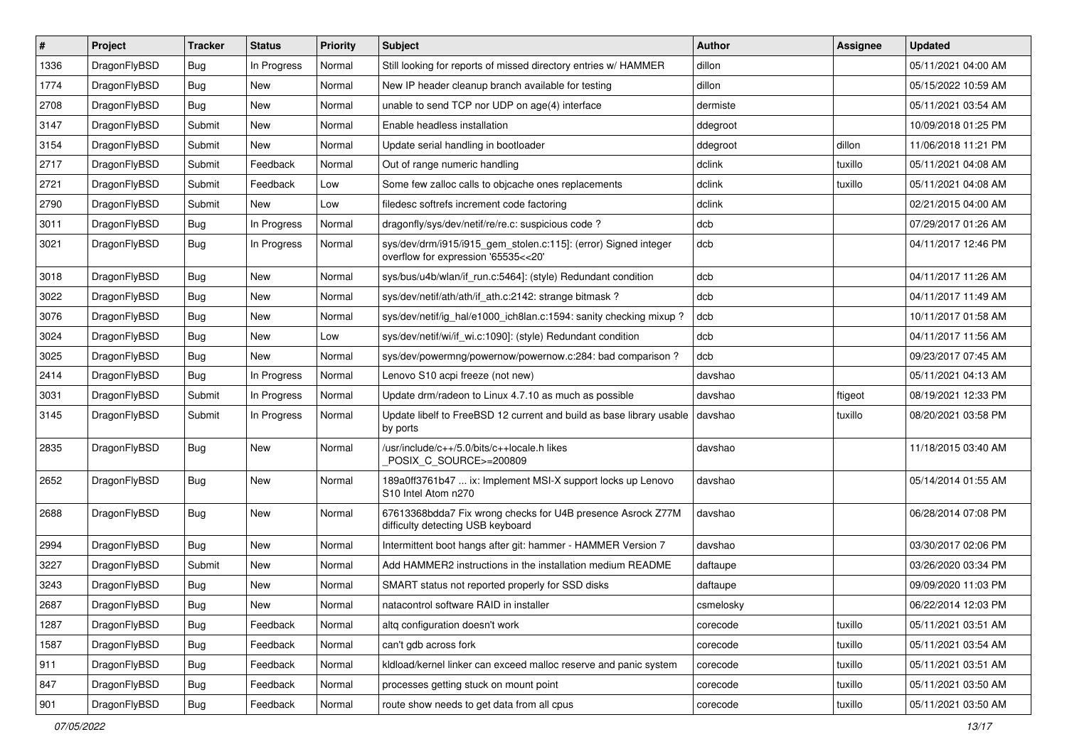| # | Project | Tracker | Status | Priority | Subject | Author | Assignee | Updated |
|---|---|---|---|---|---|---|---|---|
| 1336 | DragonFlyBSD | Bug | In Progress | Normal | Still looking for reports of missed directory entries w/ HAMMER | dillon | | 05/11/2021 04:00 AM |
| 1774 | DragonFlyBSD | Bug | New | Normal | New IP header cleanup branch available for testing | dillon | | 05/15/2022 10:59 AM |
| 2708 | DragonFlyBSD | Bug | New | Normal | unable to send TCP nor UDP on age(4) interface | dermiste | | 05/11/2021 03:54 AM |
| 3147 | DragonFlyBSD | Submit | New | Normal | Enable headless installation | ddegroot | | 10/09/2018 01:25 PM |
| 3154 | DragonFlyBSD | Submit | New | Normal | Update serial handling in bootloader | ddegroot | dillon | 11/06/2018 11:21 PM |
| 2717 | DragonFlyBSD | Submit | Feedback | Normal | Out of range numeric handling | dclink | tuxillo | 05/11/2021 04:08 AM |
| 2721 | DragonFlyBSD | Submit | Feedback | Low | Some few zalloc calls to objcache ones replacements | dclink | tuxillo | 05/11/2021 04:08 AM |
| 2790 | DragonFlyBSD | Submit | New | Low | filedesc softrefs increment code factoring | dclink | | 02/21/2015 04:00 AM |
| 3011 | DragonFlyBSD | Bug | In Progress | Normal | dragonfly/sys/dev/netif/re/re.c: suspicious code ? | dcb | | 07/29/2017 01:26 AM |
| 3021 | DragonFlyBSD | Bug | In Progress | Normal | sys/dev/drm/i915/i915_gem_stolen.c:115]: (error) Signed integer overflow for expression '65535<<20' | dcb | | 04/11/2017 12:46 PM |
| 3018 | DragonFlyBSD | Bug | New | Normal | sys/bus/u4b/wlan/if_run.c:5464]: (style) Redundant condition | dcb | | 04/11/2017 11:26 AM |
| 3022 | DragonFlyBSD | Bug | New | Normal | sys/dev/netif/ath/ath/if_ath.c:2142: strange bitmask ? | dcb | | 04/11/2017 11:49 AM |
| 3076 | DragonFlyBSD | Bug | New | Normal | sys/dev/netif/ig_hal/e1000_ich8lan.c:1594: sanity checking mixup ? | dcb | | 10/11/2017 01:58 AM |
| 3024 | DragonFlyBSD | Bug | New | Low | sys/dev/netif/wi/if_wi.c:1090]: (style) Redundant condition | dcb | | 04/11/2017 11:56 AM |
| 3025 | DragonFlyBSD | Bug | New | Normal | sys/dev/powermng/powernow/powernow.c:284: bad comparison ? | dcb | | 09/23/2017 07:45 AM |
| 2414 | DragonFlyBSD | Bug | In Progress | Normal | Lenovo S10 acpi freeze (not new) | davshao | | 05/11/2021 04:13 AM |
| 3031 | DragonFlyBSD | Submit | In Progress | Normal | Update drm/radeon to Linux 4.7.10 as much as possible | davshao | ftigeot | 08/19/2021 12:33 PM |
| 3145 | DragonFlyBSD | Submit | In Progress | Normal | Update libelf to FreeBSD 12 current and build as base library usable by ports | davshao | tuxillo | 08/20/2021 03:58 PM |
| 2835 | DragonFlyBSD | Bug | New | Normal | /usr/include/c++/5.0/bits/c++locale.h likes _POSIX_C_SOURCE>=200809 | davshao | | 11/18/2015 03:40 AM |
| 2652 | DragonFlyBSD | Bug | New | Normal | 189a0ff3761b47 ... ix: Implement MSI-X support locks up Lenovo S10 Intel Atom n270 | davshao | | 05/14/2014 01:55 AM |
| 2688 | DragonFlyBSD | Bug | New | Normal | 67613368bdda7 Fix wrong checks for U4B presence Asrock Z77M difficulty detecting USB keyboard | davshao | | 06/28/2014 07:08 PM |
| 2994 | DragonFlyBSD | Bug | New | Normal | Intermittent boot hangs after git: hammer - HAMMER Version 7 | davshao | | 03/30/2017 02:06 PM |
| 3227 | DragonFlyBSD | Submit | New | Normal | Add HAMMER2 instructions in the installation medium README | daftaupe | | 03/26/2020 03:34 PM |
| 3243 | DragonFlyBSD | Bug | New | Normal | SMART status not reported properly for SSD disks | daftaupe | | 09/09/2020 11:03 PM |
| 2687 | DragonFlyBSD | Bug | New | Normal | natacontrol software RAID in installer | csmelosky | | 06/22/2014 12:03 PM |
| 1287 | DragonFlyBSD | Bug | Feedback | Normal | altq configuration doesn't work | corecode | tuxillo | 05/11/2021 03:51 AM |
| 1587 | DragonFlyBSD | Bug | Feedback | Normal | can't gdb across fork | corecode | tuxillo | 05/11/2021 03:54 AM |
| 911 | DragonFlyBSD | Bug | Feedback | Normal | kldload/kernel linker can exceed malloc reserve and panic system | corecode | tuxillo | 05/11/2021 03:51 AM |
| 847 | DragonFlyBSD | Bug | Feedback | Normal | processes getting stuck on mount point | corecode | tuxillo | 05/11/2021 03:50 AM |
| 901 | DragonFlyBSD | Bug | Feedback | Normal | route show needs to get data from all cpus | corecode | tuxillo | 05/11/2021 03:50 AM |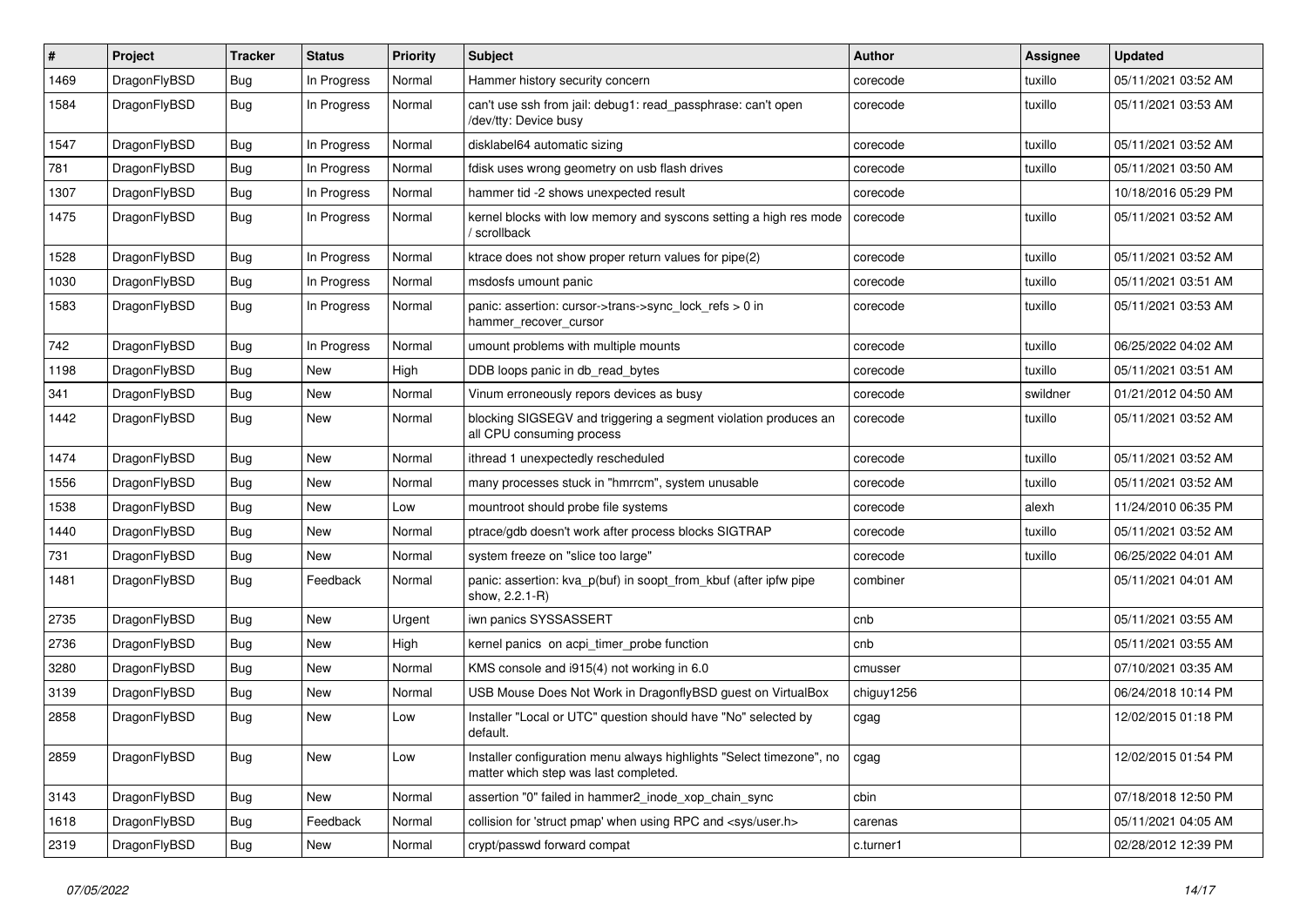| # | Project | Tracker | Status | Priority | Subject | Author | Assignee | Updated |
|---|---|---|---|---|---|---|---|---|
| 1469 | DragonFlyBSD | Bug | In Progress | Normal | Hammer history security concern | corecode | tuxillo | 05/11/2021 03:52 AM |
| 1584 | DragonFlyBSD | Bug | In Progress | Normal | can't use ssh from jail: debug1: read_passphrase: can't open /dev/tty: Device busy | corecode | tuxillo | 05/11/2021 03:53 AM |
| 1547 | DragonFlyBSD | Bug | In Progress | Normal | disklabel64 automatic sizing | corecode | tuxillo | 05/11/2021 03:52 AM |
| 781 | DragonFlyBSD | Bug | In Progress | Normal | fdisk uses wrong geometry on usb flash drives | corecode | tuxillo | 05/11/2021 03:50 AM |
| 1307 | DragonFlyBSD | Bug | In Progress | Normal | hammer tid -2 shows unexpected result | corecode | | 10/18/2016 05:29 PM |
| 1475 | DragonFlyBSD | Bug | In Progress | Normal | kernel blocks with low memory and syscons setting a high res mode / scrollback | corecode | tuxillo | 05/11/2021 03:52 AM |
| 1528 | DragonFlyBSD | Bug | In Progress | Normal | ktrace does not show proper return values for pipe(2) | corecode | tuxillo | 05/11/2021 03:52 AM |
| 1030 | DragonFlyBSD | Bug | In Progress | Normal | msdosfs umount panic | corecode | tuxillo | 05/11/2021 03:51 AM |
| 1583 | DragonFlyBSD | Bug | In Progress | Normal | panic: assertion: cursor->trans->sync_lock_refs > 0 in hammer_recover_cursor | corecode | tuxillo | 05/11/2021 03:53 AM |
| 742 | DragonFlyBSD | Bug | In Progress | Normal | umount problems with multiple mounts | corecode | tuxillo | 06/25/2022 04:02 AM |
| 1198 | DragonFlyBSD | Bug | New | High | DDB loops panic in db_read_bytes | corecode | tuxillo | 05/11/2021 03:51 AM |
| 341 | DragonFlyBSD | Bug | New | Normal | Vinum erroneously repors devices as busy | corecode | swildner | 01/21/2012 04:50 AM |
| 1442 | DragonFlyBSD | Bug | New | Normal | blocking SIGSEGV and triggering a segment violation produces an all CPU consuming process | corecode | tuxillo | 05/11/2021 03:52 AM |
| 1474 | DragonFlyBSD | Bug | New | Normal | ithread 1 unexpectedly rescheduled | corecode | tuxillo | 05/11/2021 03:52 AM |
| 1556 | DragonFlyBSD | Bug | New | Normal | many processes stuck in "hmrrcm", system unusable | corecode | tuxillo | 05/11/2021 03:52 AM |
| 1538 | DragonFlyBSD | Bug | New | Low | mountroot should probe file systems | corecode | alexh | 11/24/2010 06:35 PM |
| 1440 | DragonFlyBSD | Bug | New | Normal | ptrace/gdb doesn't work after process blocks SIGTRAP | corecode | tuxillo | 05/11/2021 03:52 AM |
| 731 | DragonFlyBSD | Bug | New | Normal | system freeze on "slice too large" | corecode | tuxillo | 06/25/2022 04:01 AM |
| 1481 | DragonFlyBSD | Bug | Feedback | Normal | panic: assertion: kva_p(buf) in soopt_from_kbuf (after ipfw pipe show, 2.2.1-R) | combiner | | 05/11/2021 04:01 AM |
| 2735 | DragonFlyBSD | Bug | New | Urgent | iwn panics SYSSASSERT | cnb | | 05/11/2021 03:55 AM |
| 2736 | DragonFlyBSD | Bug | New | High | kernel panics on acpi_timer_probe function | cnb | | 05/11/2021 03:55 AM |
| 3280 | DragonFlyBSD | Bug | New | Normal | KMS console and i915(4) not working in 6.0 | cmusser | | 07/10/2021 03:35 AM |
| 3139 | DragonFlyBSD | Bug | New | Normal | USB Mouse Does Not Work in DragonflyBSD guest on VirtualBox | chiguy1256 | | 06/24/2018 10:14 PM |
| 2858 | DragonFlyBSD | Bug | New | Low | Installer "Local or UTC" question should have "No" selected by default. | cgag | | 12/02/2015 01:18 PM |
| 2859 | DragonFlyBSD | Bug | New | Low | Installer configuration menu always highlights "Select timezone", no matter which step was last completed. | cgag | | 12/02/2015 01:54 PM |
| 3143 | DragonFlyBSD | Bug | New | Normal | assertion "0" failed in hammer2_inode_xop_chain_sync | cbin | | 07/18/2018 12:50 PM |
| 1618 | DragonFlyBSD | Bug | Feedback | Normal | collision for 'struct pmap' when using RPC and <sys/user.h> | carenas | | 05/11/2021 04:05 AM |
| 2319 | DragonFlyBSD | Bug | New | Normal | crypt/passwd forward compat | c.turner1 | | 02/28/2012 12:39 PM |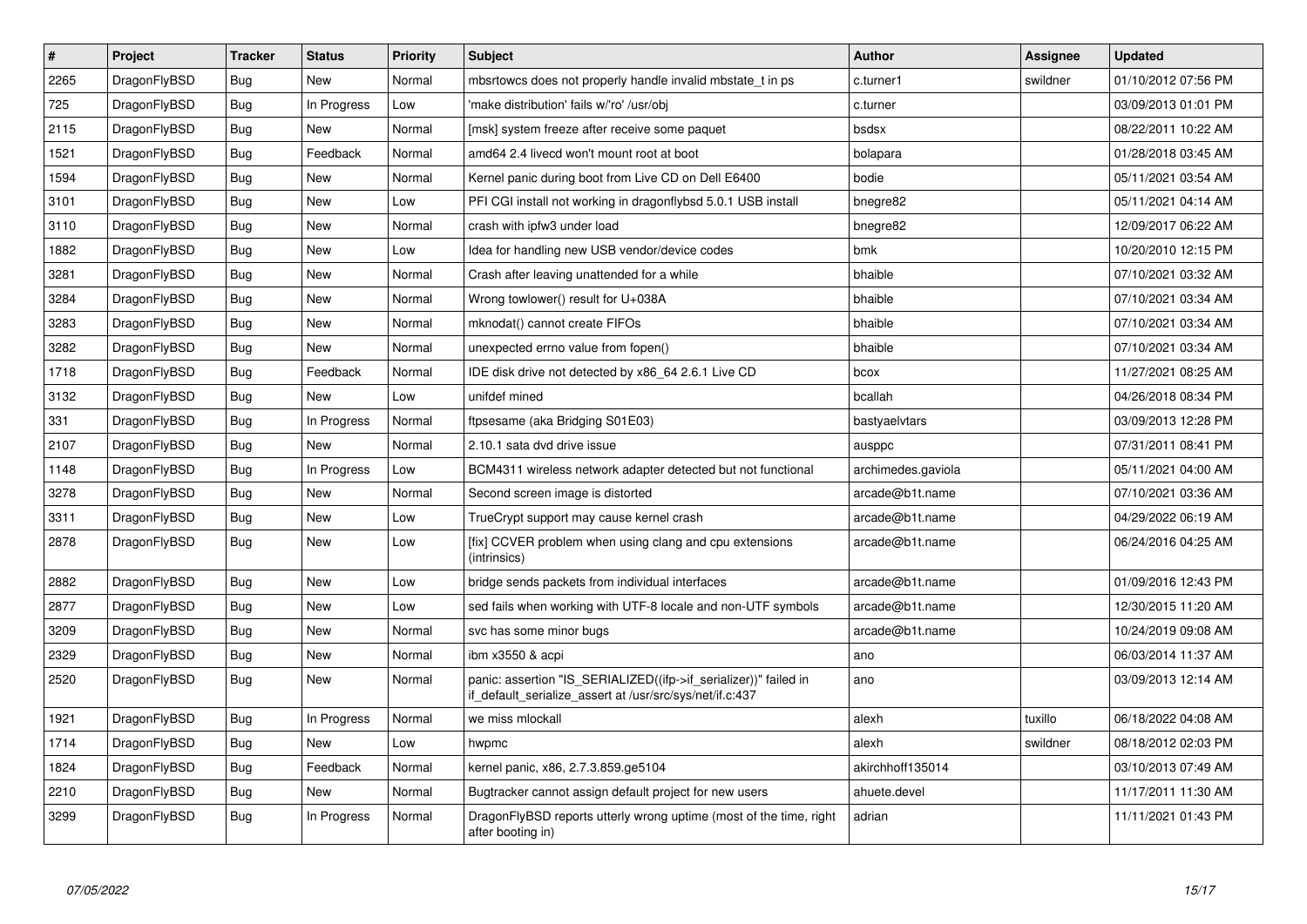| # | Project | Tracker | Status | Priority | Subject | Author | Assignee | Updated |
|---|---|---|---|---|---|---|---|---|
| 2265 | DragonFlyBSD | Bug | New | Normal | mbsrtowcs does not properly handle invalid mbstate_t in ps | c.turner1 | swildner | 01/10/2012 07:56 PM |
| 725 | DragonFlyBSD | Bug | In Progress | Low | 'make distribution' fails w/'ro' /usr/obj | c.turner | | 03/09/2013 01:01 PM |
| 2115 | DragonFlyBSD | Bug | New | Normal | [msk] system freeze after receive some paquet | bsdsx | | 08/22/2011 10:22 AM |
| 1521 | DragonFlyBSD | Bug | Feedback | Normal | amd64 2.4 livecd won't mount root at boot | bolapara | | 01/28/2018 03:45 AM |
| 1594 | DragonFlyBSD | Bug | New | Normal | Kernel panic during boot from Live CD on Dell E6400 | bodie | | 05/11/2021 03:54 AM |
| 3101 | DragonFlyBSD | Bug | New | Low | PFI CGI install not working in dragonflybsd 5.0.1 USB install | bnegre82 | | 05/11/2021 04:14 AM |
| 3110 | DragonFlyBSD | Bug | New | Normal | crash with ipfw3 under load | bnegre82 | | 12/09/2017 06:22 AM |
| 1882 | DragonFlyBSD | Bug | New | Low | Idea for handling new USB vendor/device codes | bmk | | 10/20/2010 12:15 PM |
| 3281 | DragonFlyBSD | Bug | New | Normal | Crash after leaving unattended for a while | bhaible | | 07/10/2021 03:32 AM |
| 3284 | DragonFlyBSD | Bug | New | Normal | Wrong towlower() result for U+038A | bhaible | | 07/10/2021 03:34 AM |
| 3283 | DragonFlyBSD | Bug | New | Normal | mknodat() cannot create FIFOs | bhaible | | 07/10/2021 03:34 AM |
| 3282 | DragonFlyBSD | Bug | New | Normal | unexpected errno value from fopen() | bhaible | | 07/10/2021 03:34 AM |
| 1718 | DragonFlyBSD | Bug | Feedback | Normal | IDE disk drive not detected by x86_64 2.6.1 Live CD | bcox | | 11/27/2021 08:25 AM |
| 3132 | DragonFlyBSD | Bug | New | Low | unifdef mined | bcallah | | 04/26/2018 08:34 PM |
| 331 | DragonFlyBSD | Bug | In Progress | Normal | ftpsesame (aka Bridging S01E03) | bastyaelvtars | | 03/09/2013 12:28 PM |
| 2107 | DragonFlyBSD | Bug | New | Normal | 2.10.1 sata dvd drive issue | ausppc | | 07/31/2011 08:41 PM |
| 1148 | DragonFlyBSD | Bug | In Progress | Low | BCM4311 wireless network adapter detected but not functional | archimedes.gaviola | | 05/11/2021 04:00 AM |
| 3278 | DragonFlyBSD | Bug | New | Normal | Second screen image is distorted | arcade@b1t.name | | 07/10/2021 03:36 AM |
| 3311 | DragonFlyBSD | Bug | New | Low | TrueCrypt support may cause kernel crash | arcade@b1t.name | | 04/29/2022 06:19 AM |
| 2878 | DragonFlyBSD | Bug | New | Low | [fix] CCVER problem when using clang and cpu extensions (intrinsics) | arcade@b1t.name | | 06/24/2016 04:25 AM |
| 2882 | DragonFlyBSD | Bug | New | Low | bridge sends packets from individual interfaces | arcade@b1t.name | | 01/09/2016 12:43 PM |
| 2877 | DragonFlyBSD | Bug | New | Low | sed fails when working with UTF-8 locale and non-UTF symbols | arcade@b1t.name | | 12/30/2015 11:20 AM |
| 3209 | DragonFlyBSD | Bug | New | Normal | svc has some minor bugs | arcade@b1t.name | | 10/24/2019 09:08 AM |
| 2329 | DragonFlyBSD | Bug | New | Normal | ibm x3550 & acpi | ano | | 06/03/2014 11:37 AM |
| 2520 | DragonFlyBSD | Bug | New | Normal | panic: assertion "IS_SERIALIZED((ifp->if_serializer))" failed in if_default_serialize_assert at /usr/src/sys/net/if.c:437 | ano | | 03/09/2013 12:14 AM |
| 1921 | DragonFlyBSD | Bug | In Progress | Normal | we miss mlockall | alexh | tuxillo | 06/18/2022 04:08 AM |
| 1714 | DragonFlyBSD | Bug | New | Low | hwpmc | alexh | swildner | 08/18/2012 02:03 PM |
| 1824 | DragonFlyBSD | Bug | Feedback | Normal | kernel panic, x86, 2.7.3.859.ge5104 | akirchhoff135014 | | 03/10/2013 07:49 AM |
| 2210 | DragonFlyBSD | Bug | New | Normal | Bugtracker cannot assign default project for new users | ahuete.devel | | 11/17/2011 11:30 AM |
| 3299 | DragonFlyBSD | Bug | In Progress | Normal | DragonFlyBSD reports utterly wrong uptime (most of the time, right after booting in) | adrian | | 11/11/2021 01:43 PM |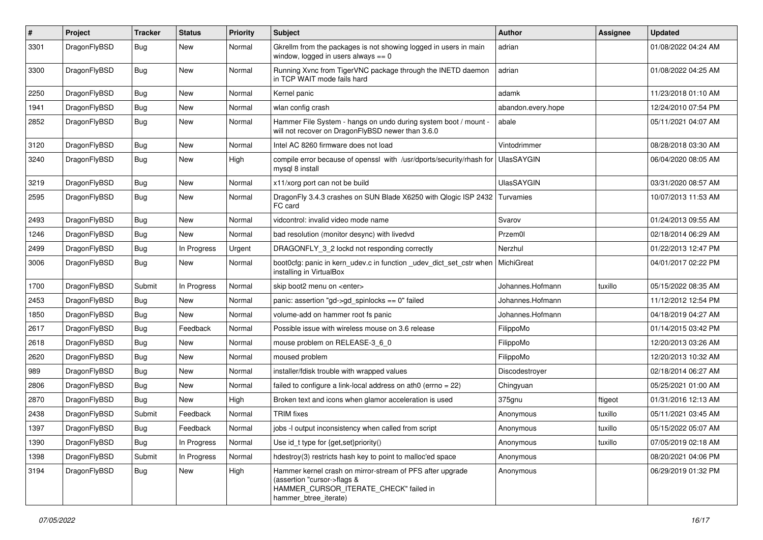| # | Project | Tracker | Status | Priority | Subject | Author | Assignee | Updated |
|---|---|---|---|---|---|---|---|---|
| 3301 | DragonFlyBSD | Bug | New | Normal | Gkrellm from the packages is not showing logged in users in main window, logged in users always == 0 | adrian | | 01/08/2022 04:24 AM |
| 3300 | DragonFlyBSD | Bug | New | Normal | Running Xvnc from TigerVNC package through the INETD daemon in TCP WAIT mode fails hard | adrian | | 01/08/2022 04:25 AM |
| 2250 | DragonFlyBSD | Bug | New | Normal | Kernel panic | adamk | | 11/23/2018 01:10 AM |
| 1941 | DragonFlyBSD | Bug | New | Normal | wlan config crash | abandon.every.hope | | 12/24/2010 07:54 PM |
| 2852 | DragonFlyBSD | Bug | New | Normal | Hammer File System - hangs on undo during system boot / mount - will not recover on DragonFlyBSD newer than 3.6.0 | abale | | 05/11/2021 04:07 AM |
| 3120 | DragonFlyBSD | Bug | New | Normal | Intel AC 8260 firmware does not load | Vintodrimmer | | 08/28/2018 03:30 AM |
| 3240 | DragonFlyBSD | Bug | New | High | compile error because of openssl with /usr/dports/security/rhash for mysql 8 install | UlasSAYGIN | | 06/04/2020 08:05 AM |
| 3219 | DragonFlyBSD | Bug | New | Normal | x11/xorg port can not be build | UlasSAYGIN | | 03/31/2020 08:57 AM |
| 2595 | DragonFlyBSD | Bug | New | Normal | DragonFly 3.4.3 crashes on SUN Blade X6250 with Qlogic ISP 2432 FC card | Turvamies | | 10/07/2013 11:53 AM |
| 2493 | DragonFlyBSD | Bug | New | Normal | vidcontrol: invalid video mode name | Svarov | | 01/24/2013 09:55 AM |
| 1246 | DragonFlyBSD | Bug | New | Normal | bad resolution (monitor desync) with livedvd | Przem0l | | 02/18/2014 06:29 AM |
| 2499 | DragonFlyBSD | Bug | In Progress | Urgent | DRAGONFLY_3_2 lockd not responding correctly | Nerzhul | | 01/22/2013 12:47 PM |
| 3006 | DragonFlyBSD | Bug | New | Normal | boot0cfg: panic in kern_udev.c in function _udev_dict_set_cstr when installing in VirtualBox | MichiGreat | | 04/01/2017 02:22 PM |
| 1700 | DragonFlyBSD | Submit | In Progress | Normal | skip boot2 menu on <enter> | Johannes.Hofmann | tuxillo | 05/15/2022 08:35 AM |
| 2453 | DragonFlyBSD | Bug | New | Normal | panic: assertion "gd->gd_spinlocks == 0" failed | Johannes.Hofmann | | 11/12/2012 12:54 PM |
| 1850 | DragonFlyBSD | Bug | New | Normal | volume-add on hammer root fs panic | Johannes.Hofmann | | 04/18/2019 04:27 AM |
| 2617 | DragonFlyBSD | Bug | Feedback | Normal | Possible issue with wireless mouse on 3.6 release | FilippoMo | | 01/14/2015 03:42 PM |
| 2618 | DragonFlyBSD | Bug | New | Normal | mouse problem on RELEASE-3_6_0 | FilippoMo | | 12/20/2013 03:26 AM |
| 2620 | DragonFlyBSD | Bug | New | Normal | moused problem | FilippoMo | | 12/20/2013 10:32 AM |
| 989 | DragonFlyBSD | Bug | New | Normal | installer/fdisk trouble with wrapped values | Discodestroyer | | 02/18/2014 06:27 AM |
| 2806 | DragonFlyBSD | Bug | New | Normal | failed to configure a link-local address on ath0 (errno = 22) | Chingyuan | | 05/25/2021 01:00 AM |
| 2870 | DragonFlyBSD | Bug | New | High | Broken text and icons when glamor acceleration is used | 375gnu | ftigeot | 01/31/2016 12:13 AM |
| 2438 | DragonFlyBSD | Submit | Feedback | Normal | TRIM fixes | Anonymous | tuxillo | 05/11/2021 03:45 AM |
| 1397 | DragonFlyBSD | Bug | Feedback | Normal | jobs -l output inconsistency when called from script | Anonymous | tuxillo | 05/15/2022 05:07 AM |
| 1390 | DragonFlyBSD | Bug | In Progress | Normal | Use id_t type for {get,set}priority() | Anonymous | tuxillo | 07/05/2019 02:18 AM |
| 1398 | DragonFlyBSD | Submit | In Progress | Normal | hdestroy(3) restricts hash key to point to malloc'ed space | Anonymous | | 08/20/2021 04:06 PM |
| 3194 | DragonFlyBSD | Bug | New | High | Hammer kernel crash on mirror-stream of PFS after upgrade (assertion "cursor->flags & HAMMER_CURSOR_ITERATE_CHECK" failed in hammer_btree_iterate) | Anonymous | | 06/29/2019 01:32 PM |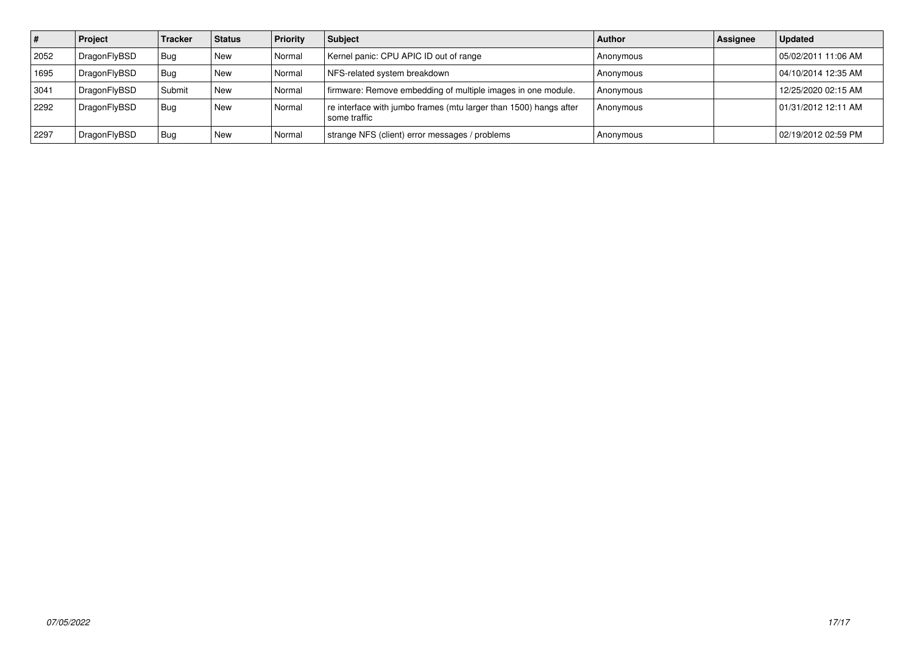| # | Project | Tracker | Status | Priority | Subject | Author | Assignee | Updated |
|---|---|---|---|---|---|---|---|---|
| 2052 | DragonFlyBSD | Bug | New | Normal | Kernel panic: CPU APIC ID out of range | Anonymous | | 05/02/2011 11:06 AM |
| 1695 | DragonFlyBSD | Bug | New | Normal | NFS-related system breakdown | Anonymous | | 04/10/2014 12:35 AM |
| 3041 | DragonFlyBSD | Submit | New | Normal | firmware: Remove embedding of multiple images in one module. | Anonymous | | 12/25/2020 02:15 AM |
| 2292 | DragonFlyBSD | Bug | New | Normal | re interface with jumbo frames (mtu larger than 1500) hangs after some traffic | Anonymous | | 01/31/2012 12:11 AM |
| 2297 | DragonFlyBSD | Bug | New | Normal | strange NFS (client) error messages / problems | Anonymous | | 02/19/2012 02:59 PM |